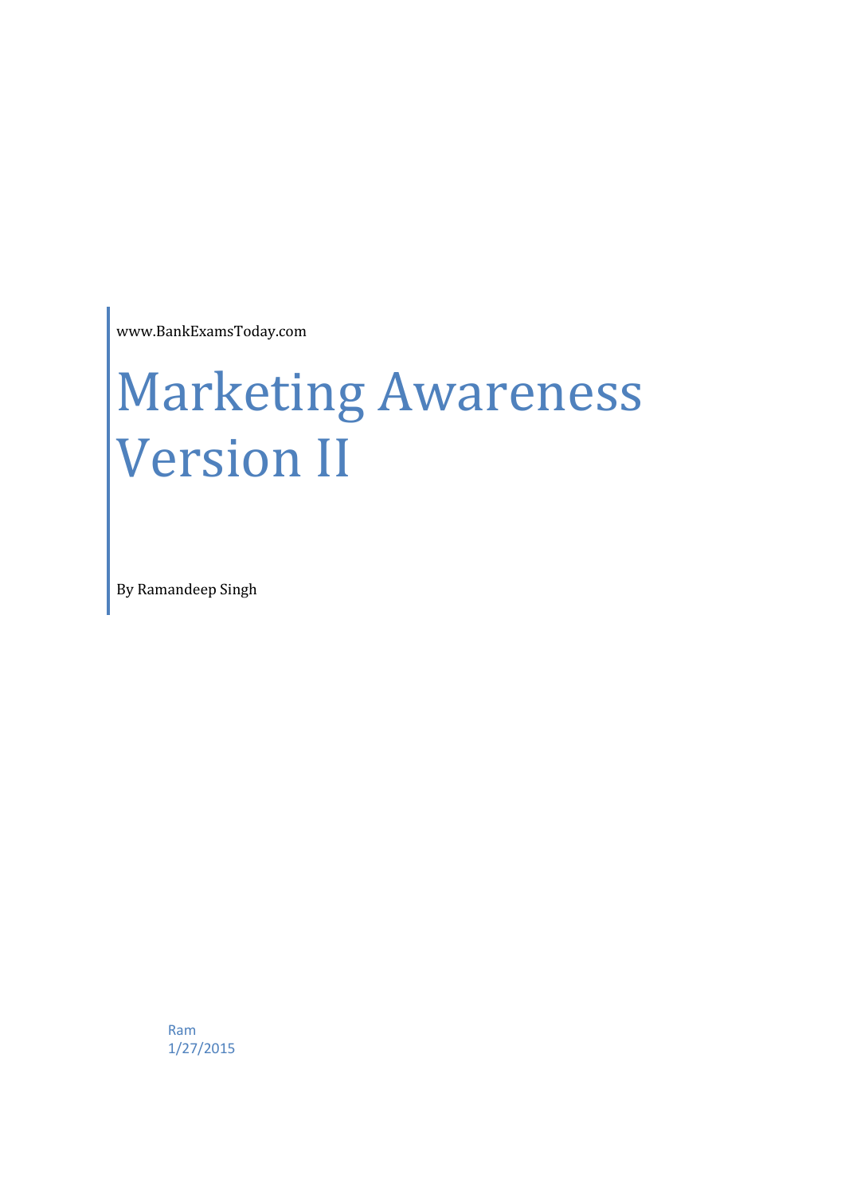www.BankExamsToday.com

# Marketing Awareness Version II

By Ramandeep Singh

Ram
1/27/2015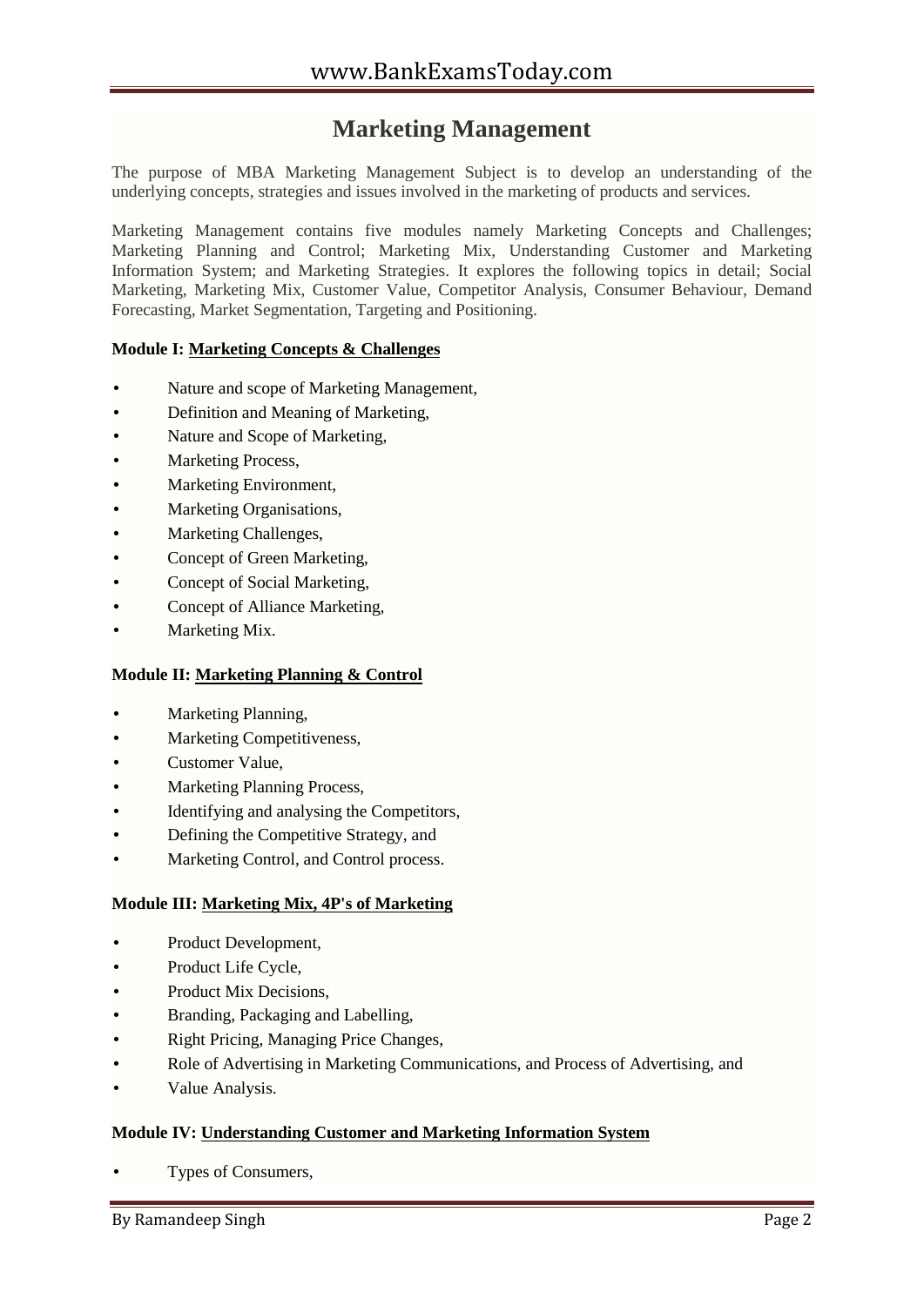# Marketing Management

The purpose of MBA Marketing Management Subject is to develop an understanding of the underlying concepts, strategies and issues involved in the marketing of products and services.

Marketing Management contains five modules namely Marketing Concepts and Challenges; Marketing Planning and Control; Marketing Mix, Understanding Customer and Marketing Information System; and Marketing Strategies. It explores the following topics in detail; Social Marketing, Marketing Mix, Customer Value, Competitor Analysis, Consumer Behaviour, Demand Forecasting, Market Segmentation, Targeting and Positioning.

**Module I: Marketing Concepts & Challenges**

- Nature and scope of Marketing Management,
- Definition and Meaning of Marketing,
- Nature and Scope of Marketing,
- Marketing Process,
- Marketing Environment,
- Marketing Organisations,
- Marketing Challenges,
- Concept of Green Marketing,
- Concept of Social Marketing,
- Concept of Alliance Marketing,
- Marketing Mix.

**Module II: Marketing Planning & Control**

- Marketing Planning,
- Marketing Competitiveness,
- Customer Value,
- Marketing Planning Process,
- Identifying and analysing the Competitors,
- Defining the Competitive Strategy, and
- Marketing Control, and Control process.

**Module III: Marketing Mix, 4P's of Marketing**

- Product Development,
- Product Life Cycle,
- Product Mix Decisions,
- Branding, Packaging and Labelling,
- Right Pricing, Managing Price Changes,
- Role of Advertising in Marketing Communications, and Process of Advertising, and
- Value Analysis.

**Module IV: Understanding Customer and Marketing Information System**

- Types of Consumers,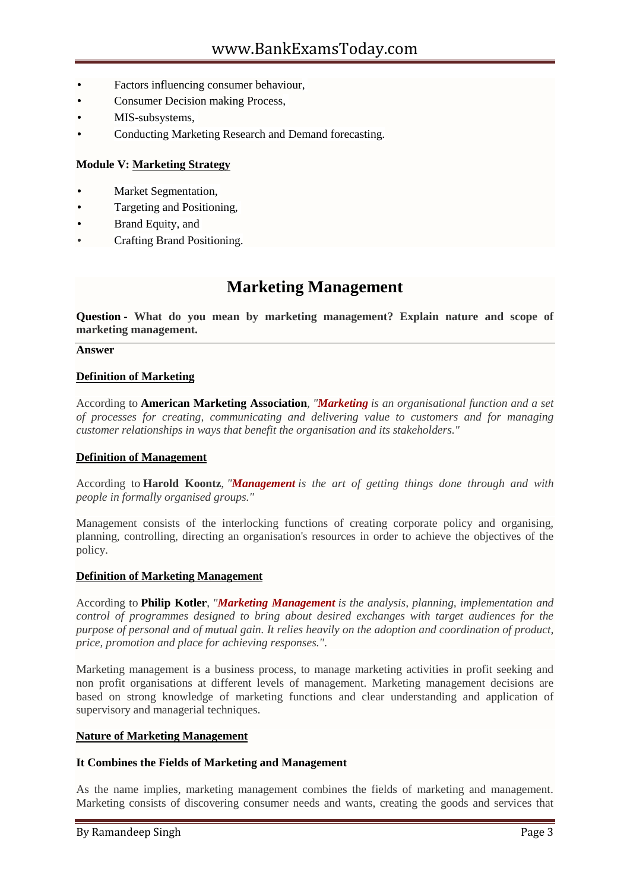- Factors influencing consumer behaviour,
- Consumer Decision making Process,
- MIS-subsystems,
- Conducting Marketing Research and Demand forecasting.

**Module V: Marketing Strategy**

- Market Segmentation,
- Targeting and Positioning,
- Brand Equity, and
- Crafting Brand Positioning.

# Marketing Management

**Question - What do you mean by marketing management? Explain nature and scope of marketing management.**

**Answer**

**Definition of Marketing**

According to **American Marketing Association**, *"**Marketing** is an organisational function and a set of processes for creating, communicating and delivering value to customers and for managing customer relationships in ways that benefit the organisation and its stakeholders."*

**Definition of Management**

According to **Harold Koontz**, *"**Management** is the art of getting things done through and with people in formally organised groups."*

Management consists of the interlocking functions of creating corporate policy and organising, planning, controlling, directing an organisation's resources in order to achieve the objectives of the policy.

**Definition of Marketing Management**

According to **Philip Kotler**, *"**Marketing Management** is the analysis, planning, implementation and control of programmes designed to bring about desired exchanges with target audiences for the purpose of personal and of mutual gain. It relies heavily on the adoption and coordination of product, price, promotion and place for achieving responses."*.

Marketing management is a business process, to manage marketing activities in profit seeking and non profit organisations at different levels of management. Marketing management decisions are based on strong knowledge of marketing functions and clear understanding and application of supervisory and managerial techniques.

**Nature of Marketing Management**

**It Combines the Fields of Marketing and Management**

As the name implies, marketing management combines the fields of marketing and management. Marketing consists of discovering consumer needs and wants, creating the goods and services that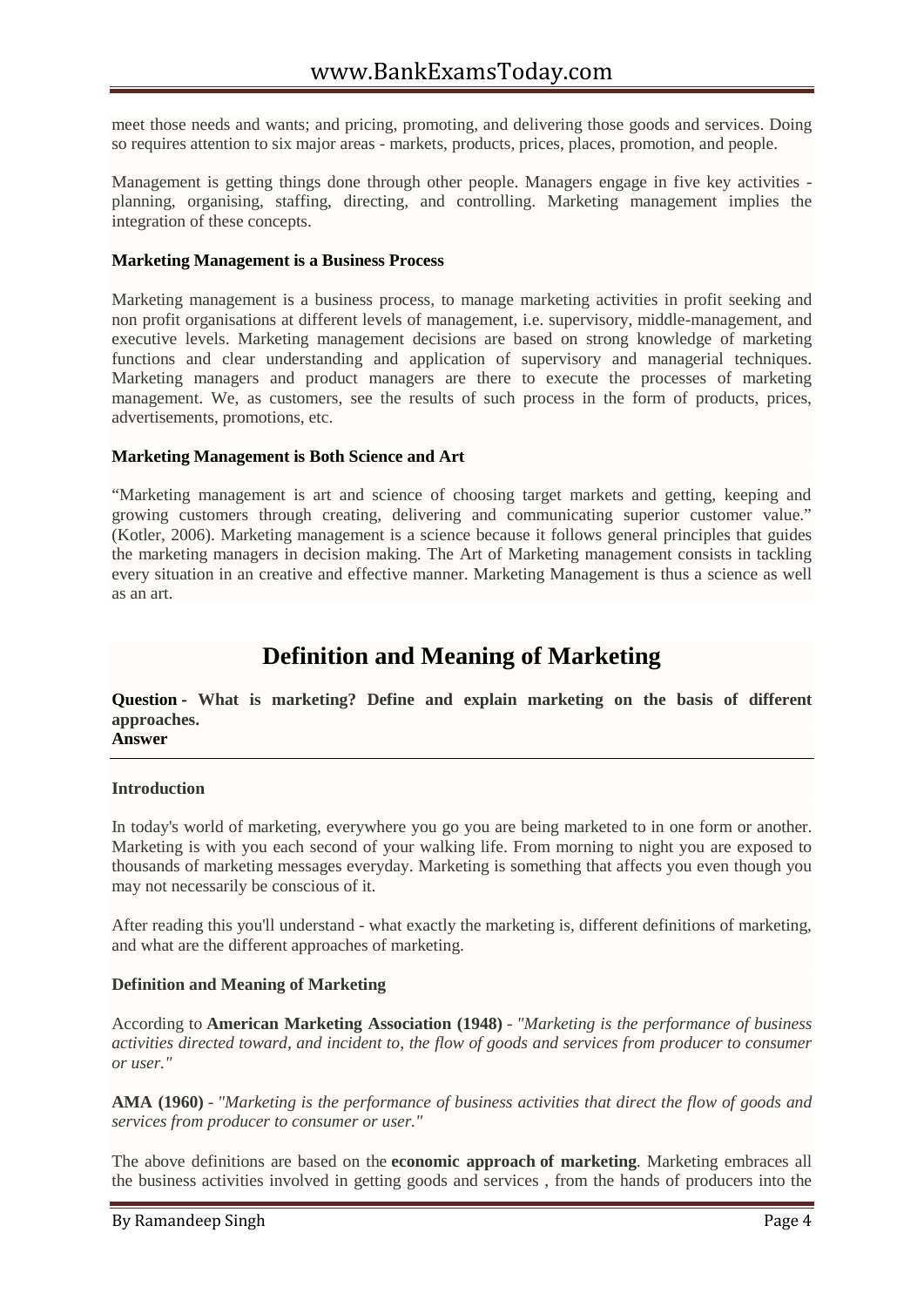meet those needs and wants; and pricing, promoting, and delivering those goods and services. Doing so requires attention to six major areas - markets, products, prices, places, promotion, and people.

Management is getting things done through other people. Managers engage in five key activities - planning, organising, staffing, directing, and controlling. Marketing management implies the integration of these concepts.

**Marketing Management is a Business Process**

Marketing management is a business process, to manage marketing activities in profit seeking and non profit organisations at different levels of management, i.e. supervisory, middle-management, and executive levels. Marketing management decisions are based on strong knowledge of marketing functions and clear understanding and application of supervisory and managerial techniques. Marketing managers and product managers are there to execute the processes of marketing management. We, as customers, see the results of such process in the form of products, prices, advertisements, promotions, etc.

**Marketing Management is Both Science and Art**

"Marketing management is art and science of choosing target markets and getting, keeping and growing customers through creating, delivering and communicating superior customer value." (Kotler, 2006). Marketing management is a science because it follows general principles that guides the marketing managers in decision making. The Art of Marketing management consists in tackling every situation in an creative and effective manner. Marketing Management is thus a science as well as an art.

# Definition and Meaning of Marketing

**Question - What is marketing? Define and explain marketing on the basis of different approaches.**
**Answer**

**Introduction**

In today's world of marketing, everywhere you go you are being marketed to in one form or another. Marketing is with you each second of your walking life. From morning to night you are exposed to thousands of marketing messages everyday. Marketing is something that affects you even though you may not necessarily be conscious of it.

After reading this you'll understand - what exactly the marketing is, different definitions of marketing, and what are the different approaches of marketing.

**Definition and Meaning of Marketing**

According to **American Marketing Association (1948)** - *"Marketing is the performance of business activities directed toward, and incident to, the flow of goods and services from producer to consumer or user."*

**AMA (1960)** - *"Marketing is the performance of business activities that direct the flow of goods and services from producer to consumer or user."*

The above definitions are based on the **economic approach of marketing**. Marketing embraces all the business activities involved in getting goods and services , from the hands of producers into the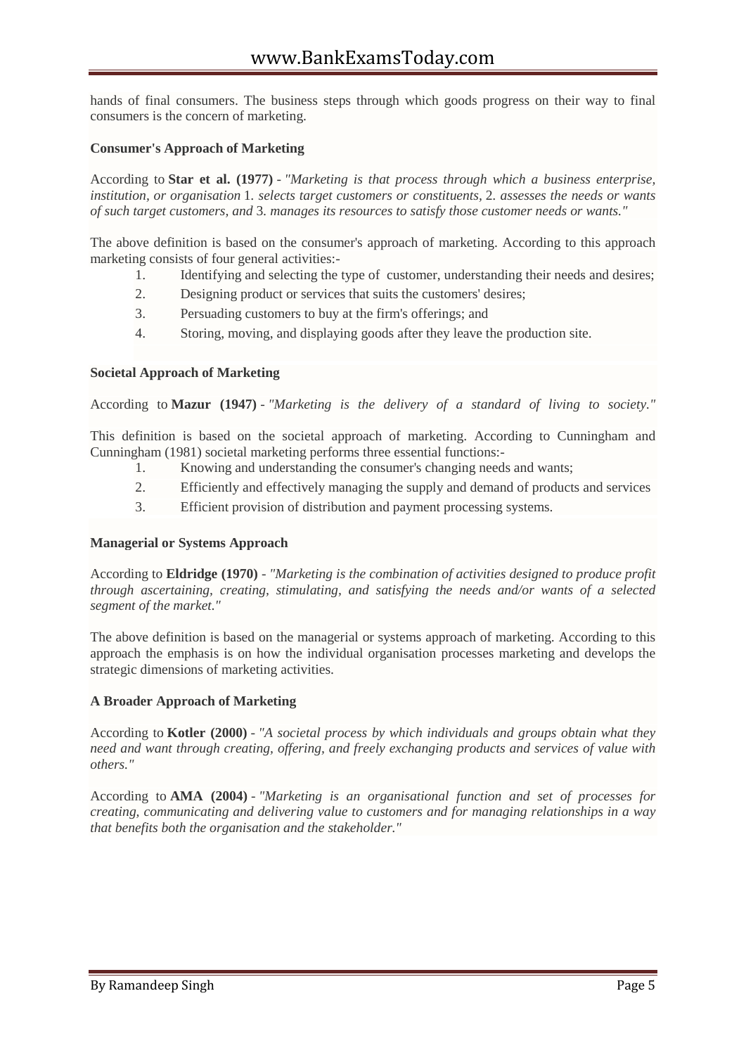hands of final consumers. The business steps through which goods progress on their way to final consumers is the concern of marketing.

**Consumer's Approach of Marketing**

According to **Star et al. (1977)** - *"Marketing is that process through which a business enterprise, institution, or organisation* 1. *selects target customers or constituents,* 2. *assesses the needs or wants of such target customers, and* 3. *manages its resources to satisfy those customer needs or wants."*

The above definition is based on the consumer's approach of marketing. According to this approach marketing consists of four general activities:-

1. Identifying and selecting the type of customer, understanding their needs and desires;
2. Designing product or services that suits the customers' desires;
3. Persuading customers to buy at the firm's offerings; and
4. Storing, moving, and displaying goods after they leave the production site.

**Societal Approach of Marketing**

According to **Mazur (1947)** - *"Marketing is the delivery of a standard of living to society."*

This definition is based on the societal approach of marketing. According to Cunningham and Cunningham (1981) societal marketing performs three essential functions:-

1. Knowing and understanding the consumer's changing needs and wants;
2. Efficiently and effectively managing the supply and demand of products and services
3. Efficient provision of distribution and payment processing systems.

**Managerial or Systems Approach**

According to **Eldridge (1970)** - *"Marketing is the combination of activities designed to produce profit through ascertaining, creating, stimulating, and satisfying the needs and/or wants of a selected segment of the market."*

The above definition is based on the managerial or systems approach of marketing. According to this approach the emphasis is on how the individual organisation processes marketing and develops the strategic dimensions of marketing activities.

**A Broader Approach of Marketing**

According to **Kotler (2000)** - *"A societal process by which individuals and groups obtain what they need and want through creating, offering, and freely exchanging products and services of value with others."*

According to **AMA (2004)** - *"Marketing is an organisational function and set of processes for creating, communicating and delivering value to customers and for managing relationships in a way that benefits both the organisation and the stakeholder."*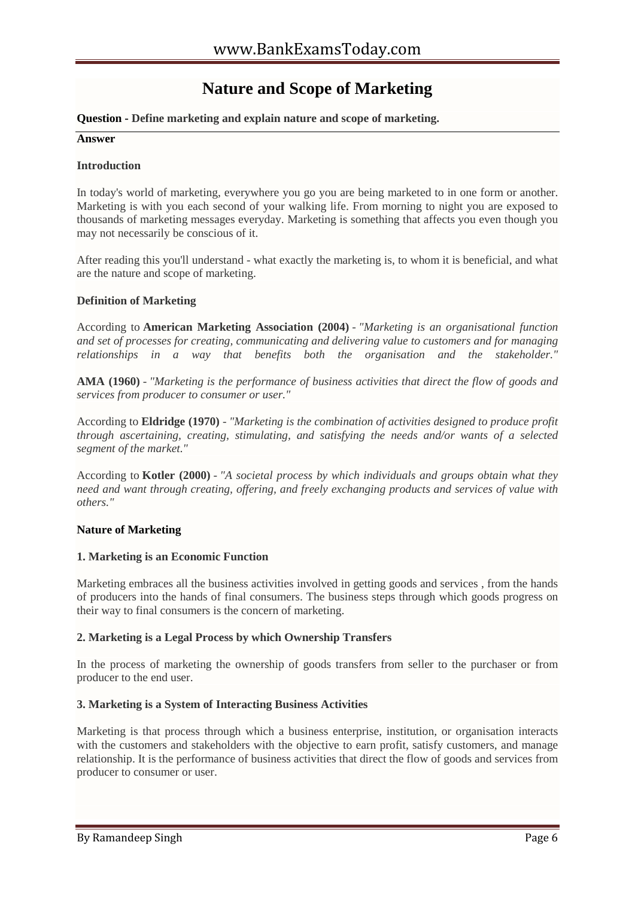# Nature and Scope of Marketing

**Question - Define marketing and explain nature and scope of marketing.**

**Answer**

**Introduction**

In today's world of marketing, everywhere you go you are being marketed to in one form or another. Marketing is with you each second of your walking life. From morning to night you are exposed to thousands of marketing messages everyday. Marketing is something that affects you even though you may not necessarily be conscious of it.

After reading this you'll understand - what exactly the marketing is, to whom it is beneficial, and what are the nature and scope of marketing.

**Definition of Marketing**

According to **American Marketing Association (2004)** - *"Marketing is an organisational function and set of processes for creating, communicating and delivering value to customers and for managing relationships in a way that benefits both the organisation and the stakeholder."*

**AMA (1960)** - *"Marketing is the performance of business activities that direct the flow of goods and services from producer to consumer or user."*

According to **Eldridge (1970)** - *"Marketing is the combination of activities designed to produce profit through ascertaining, creating, stimulating, and satisfying the needs and/or wants of a selected segment of the market."*

According to **Kotler (2000)** - *"A societal process by which individuals and groups obtain what they need and want through creating, offering, and freely exchanging products and services of value with others."*

**Nature of Marketing**

**1. Marketing is an Economic Function**

Marketing embraces all the business activities involved in getting goods and services , from the hands of producers into the hands of final consumers. The business steps through which goods progress on their way to final consumers is the concern of marketing.

**2. Marketing is a Legal Process by which Ownership Transfers**

In the process of marketing the ownership of goods transfers from seller to the purchaser or from producer to the end user.

**3. Marketing is a System of Interacting Business Activities**

Marketing is that process through which a business enterprise, institution, or organisation interacts with the customers and stakeholders with the objective to earn profit, satisfy customers, and manage relationship. It is the performance of business activities that direct the flow of goods and services from producer to consumer or user.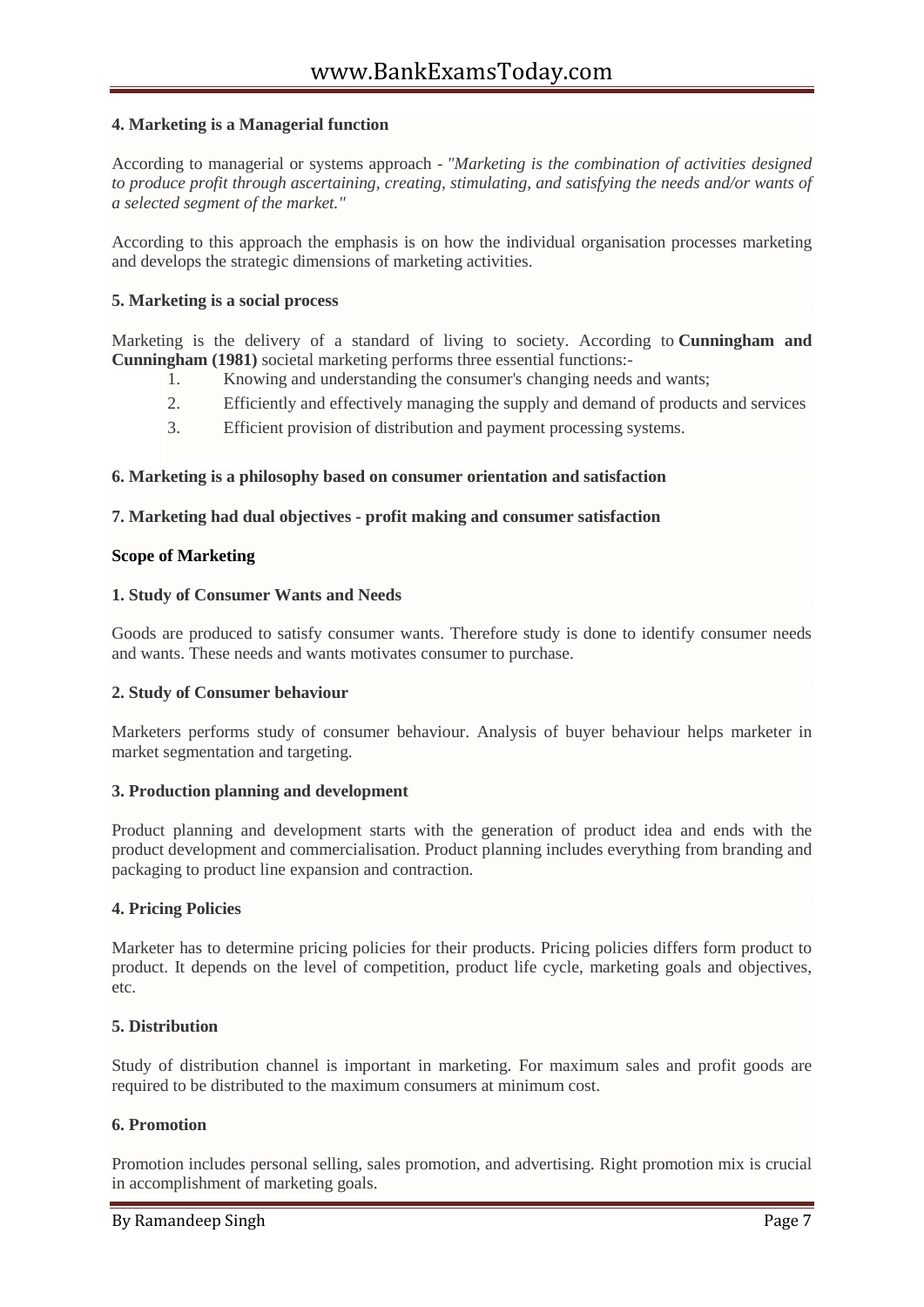**4. Marketing is a Managerial function**

According to managerial or systems approach - *"Marketing is the combination of activities designed to produce profit through ascertaining, creating, stimulating, and satisfying the needs and/or wants of a selected segment of the market."*

According to this approach the emphasis is on how the individual organisation processes marketing and develops the strategic dimensions of marketing activities.

**5. Marketing is a social process**

Marketing is the delivery of a standard of living to society. According to **Cunningham and Cunningham (1981)** societal marketing performs three essential functions:-

1. Knowing and understanding the consumer's changing needs and wants;
2. Efficiently and effectively managing the supply and demand of products and services
3. Efficient provision of distribution and payment processing systems.

**6. Marketing is a philosophy based on consumer orientation and satisfaction**

**7. Marketing had dual objectives - profit making and consumer satisfaction**

**Scope of Marketing**

**1. Study of Consumer Wants and Needs**

Goods are produced to satisfy consumer wants. Therefore study is done to identify consumer needs and wants. These needs and wants motivates consumer to purchase.

**2. Study of Consumer behaviour**

Marketers performs study of consumer behaviour. Analysis of buyer behaviour helps marketer in market segmentation and targeting.

**3. Production planning and development**

Product planning and development starts with the generation of product idea and ends with the product development and commercialisation. Product planning includes everything from branding and packaging to product line expansion and contraction.

**4. Pricing Policies**

Marketer has to determine pricing policies for their products. Pricing policies differs form product to product. It depends on the level of competition, product life cycle, marketing goals and objectives, etc.

**5. Distribution**

Study of distribution channel is important in marketing. For maximum sales and profit goods are required to be distributed to the maximum consumers at minimum cost.

**6. Promotion**

Promotion includes personal selling, sales promotion, and advertising. Right promotion mix is crucial in accomplishment of marketing goals.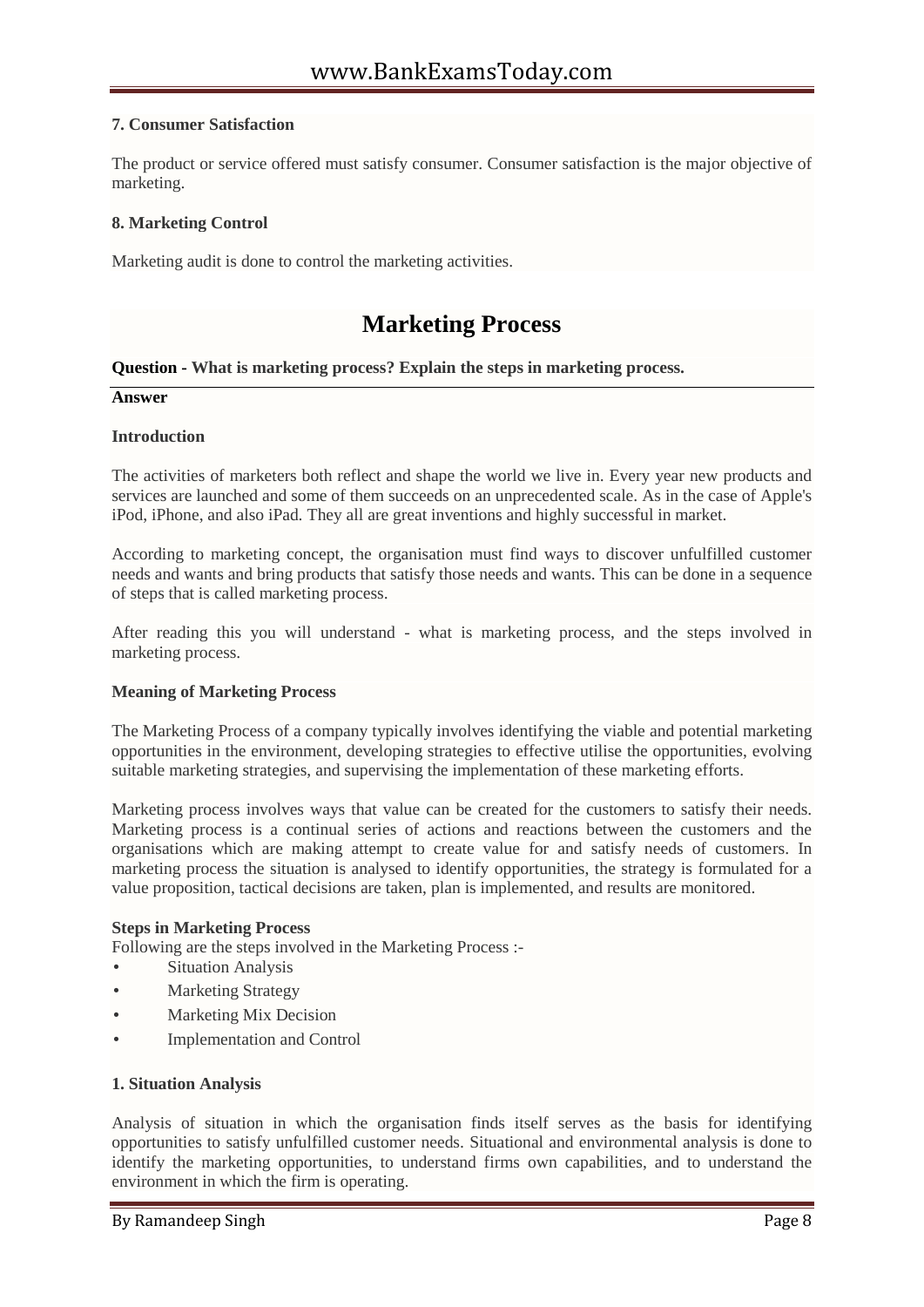**7. Consumer Satisfaction**

The product or service offered must satisfy consumer. Consumer satisfaction is the major objective of marketing.

**8. Marketing Control**

Marketing audit is done to control the marketing activities.

# Marketing Process

**Question - What is marketing process? Explain the steps in marketing process.**

**Answer**

**Introduction**

The activities of marketers both reflect and shape the world we live in. Every year new products and services are launched and some of them succeeds on an unprecedented scale. As in the case of Apple's iPod, iPhone, and also iPad. They all are great inventions and highly successful in market.

According to marketing concept, the organisation must find ways to discover unfulfilled customer needs and wants and bring products that satisfy those needs and wants. This can be done in a sequence of steps that is called marketing process.

After reading this you will understand - what is marketing process, and the steps involved in marketing process.

**Meaning of Marketing Process**

The Marketing Process of a company typically involves identifying the viable and potential marketing opportunities in the environment, developing strategies to effective utilise the opportunities, evolving suitable marketing strategies, and supervising the implementation of these marketing efforts.

Marketing process involves ways that value can be created for the customers to satisfy their needs. Marketing process is a continual series of actions and reactions between the customers and the organisations which are making attempt to create value for and satisfy needs of customers. In marketing process the situation is analysed to identify opportunities, the strategy is formulated for a value proposition, tactical decisions are taken, plan is implemented, and results are monitored.

**Steps in Marketing Process**

Following are the steps involved in the Marketing Process :-

- Situation Analysis
- Marketing Strategy
- Marketing Mix Decision
- Implementation and Control

**1. Situation Analysis**

Analysis of situation in which the organisation finds itself serves as the basis for identifying opportunities to satisfy unfulfilled customer needs. Situational and environmental analysis is done to identify the marketing opportunities, to understand firms own capabilities, and to understand the environment in which the firm is operating.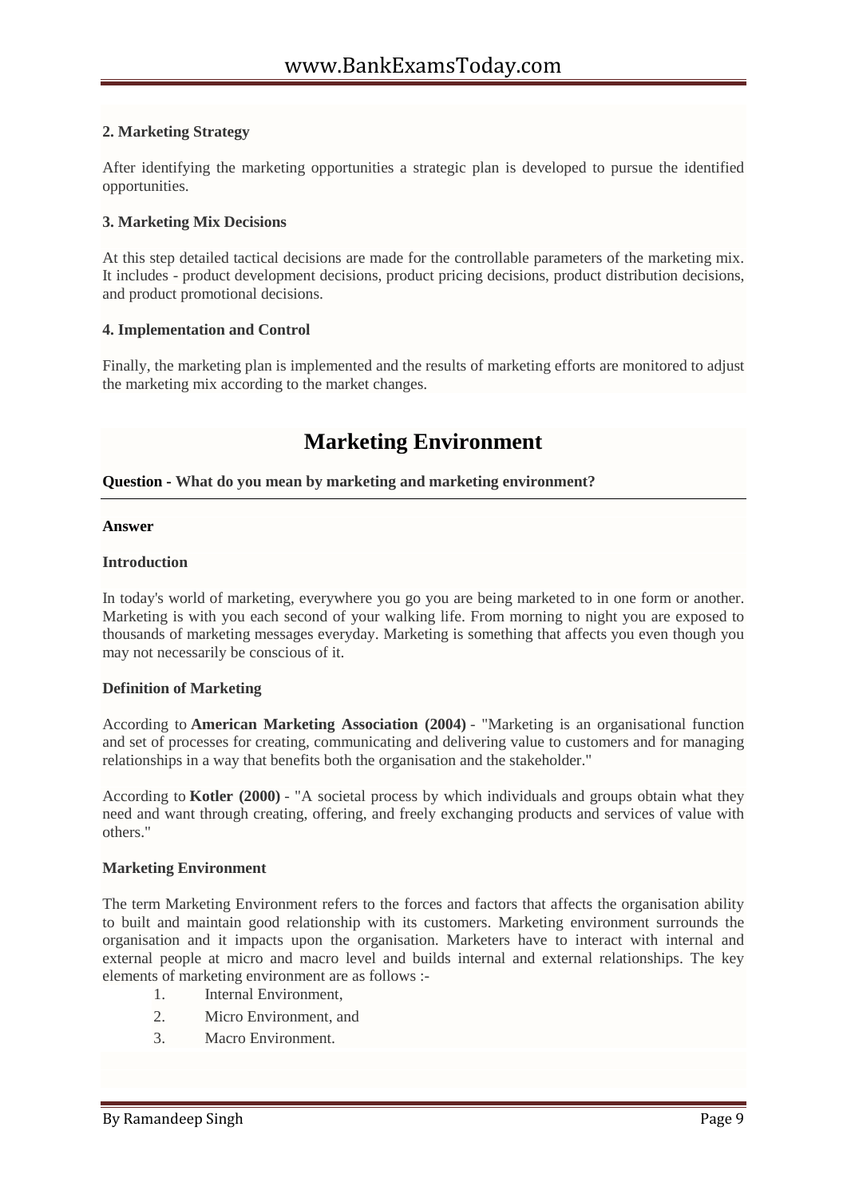**2. Marketing Strategy**

After identifying the marketing opportunities a strategic plan is developed to pursue the identified opportunities.

**3. Marketing Mix Decisions**

At this step detailed tactical decisions are made for the controllable parameters of the marketing mix. It includes - product development decisions, product pricing decisions, product distribution decisions, and product promotional decisions.

**4. Implementation and Control**

Finally, the marketing plan is implemented and the results of marketing efforts are monitored to adjust the marketing mix according to the market changes.

# Marketing Environment

**Question - What do you mean by marketing and marketing environment?**

**Answer**

**Introduction**

In today's world of marketing, everywhere you go you are being marketed to in one form or another. Marketing is with you each second of your walking life. From morning to night you are exposed to thousands of marketing messages everyday. Marketing is something that affects you even though you may not necessarily be conscious of it.

**Definition of Marketing**

According to **American Marketing Association (2004)** - "Marketing is an organisational function and set of processes for creating, communicating and delivering value to customers and for managing relationships in a way that benefits both the organisation and the stakeholder."

According to **Kotler (2000)** - "A societal process by which individuals and groups obtain what they need and want through creating, offering, and freely exchanging products and services of value with others."

**Marketing Environment**

The term Marketing Environment refers to the forces and factors that affects the organisation ability to built and maintain good relationship with its customers. Marketing environment surrounds the organisation and it impacts upon the organisation. Marketers have to interact with internal and external people at micro and macro level and builds internal and external relationships. The key elements of marketing environment are as follows :-

1. Internal Environment,
2. Micro Environment, and
3. Macro Environment.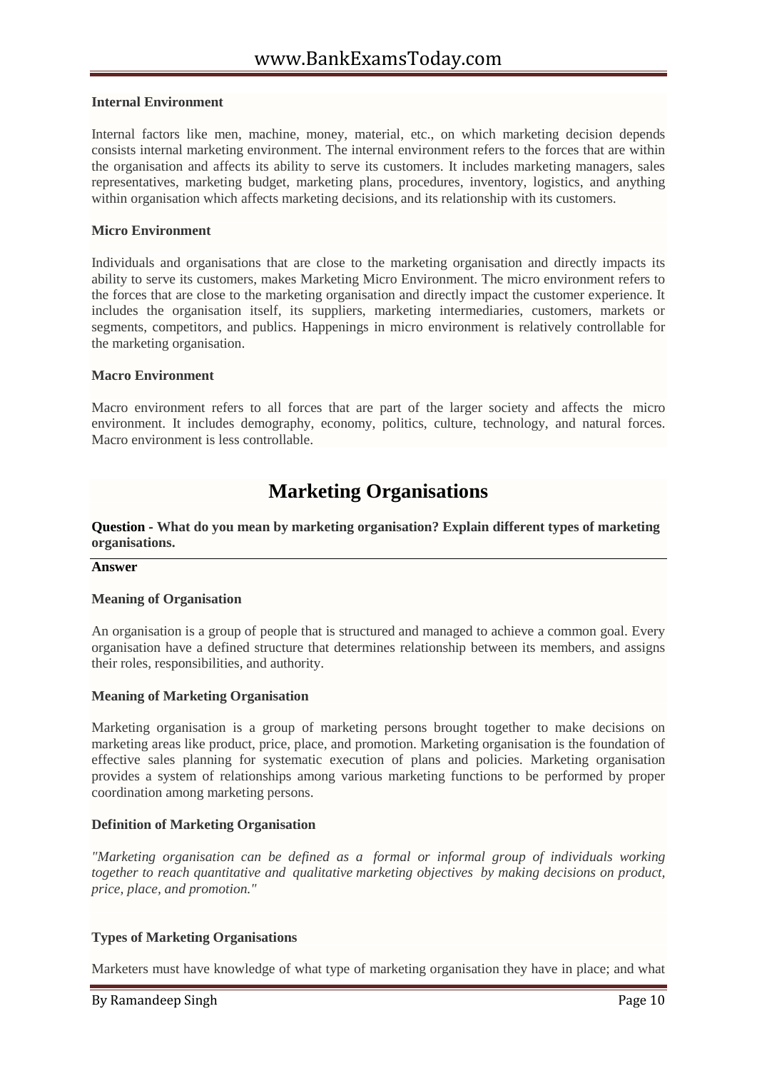**Internal Environment**

Internal factors like men, machine, money, material, etc., on which marketing decision depends consists internal marketing environment. The internal environment refers to the forces that are within the organisation and affects its ability to serve its customers. It includes marketing managers, sales representatives, marketing budget, marketing plans, procedures, inventory, logistics, and anything within organisation which affects marketing decisions, and its relationship with its customers.

**Micro Environment**

Individuals and organisations that are close to the marketing organisation and directly impacts its ability to serve its customers, makes Marketing Micro Environment. The micro environment refers to the forces that are close to the marketing organisation and directly impact the customer experience. It includes the organisation itself, its suppliers, marketing intermediaries, customers, markets or segments, competitors, and publics. Happenings in micro environment is relatively controllable for the marketing organisation.

**Macro Environment**

Macro environment refers to all forces that are part of the larger society and affects the micro environment. It includes demography, economy, politics, culture, technology, and natural forces. Macro environment is less controllable.

# Marketing Organisations

**Question - What do you mean by marketing organisation? Explain different types of marketing organisations.**

**Answer**

**Meaning of Organisation**

An organisation is a group of people that is structured and managed to achieve a common goal. Every organisation have a defined structure that determines relationship between its members, and assigns their roles, responsibilities, and authority.

**Meaning of Marketing Organisation**

Marketing organisation is a group of marketing persons brought together to make decisions on marketing areas like product, price, place, and promotion. Marketing organisation is the foundation of effective sales planning for systematic execution of plans and policies. Marketing organisation provides a system of relationships among various marketing functions to be performed by proper coordination among marketing persons.

**Definition of Marketing Organisation**

*"Marketing organisation can be defined as a formal or informal group of individuals working together to reach quantitative and qualitative marketing objectives by making decisions on product, price, place, and promotion."*

**Types of Marketing Organisations**

Marketers must have knowledge of what type of marketing organisation they have in place; and what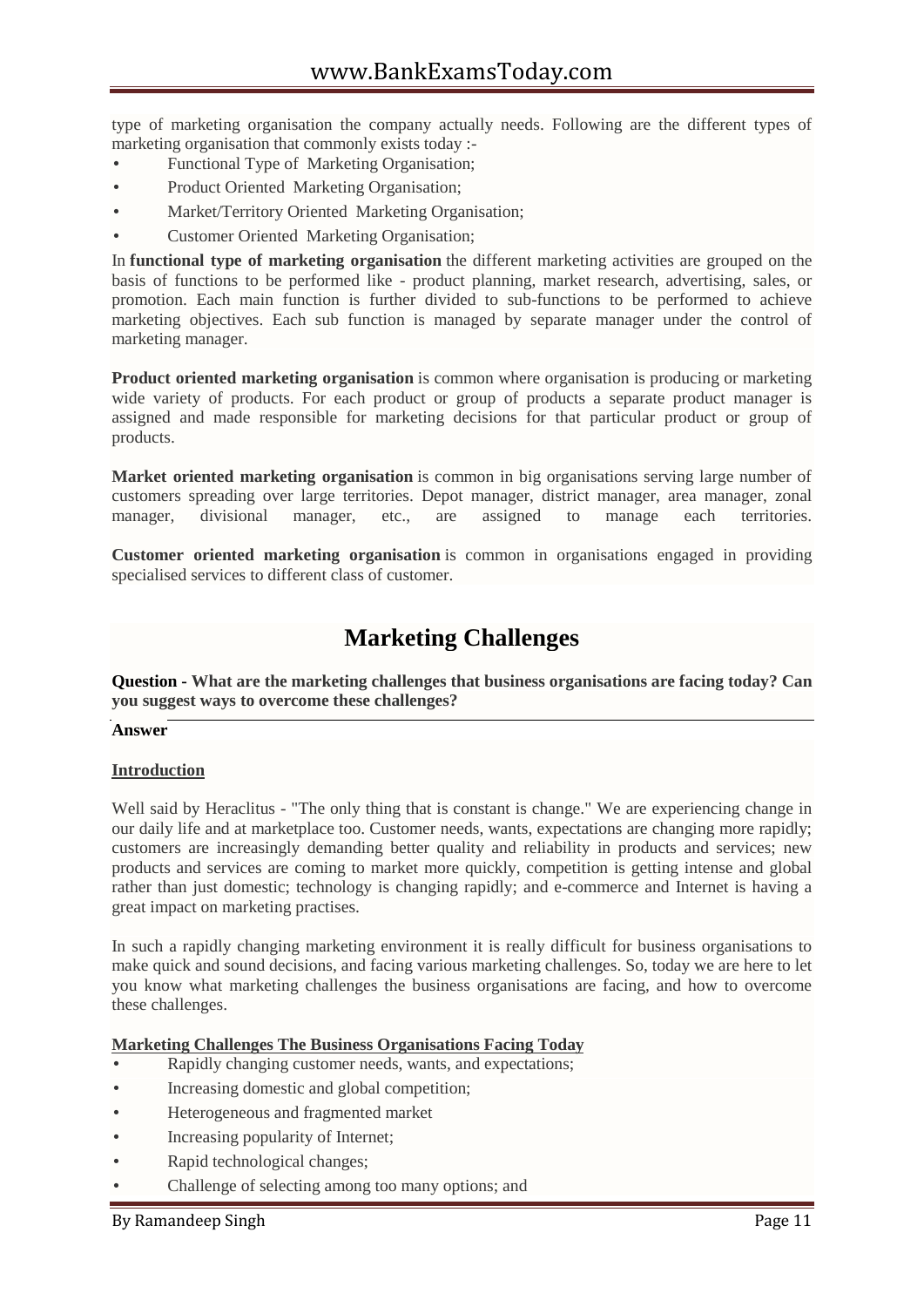type of marketing organisation the company actually needs. Following are the different types of marketing organisation that commonly exists today :-

- Functional Type of Marketing Organisation;
- Product Oriented Marketing Organisation;
- Market/Territory Oriented Marketing Organisation;
- Customer Oriented Marketing Organisation;

In **functional type of marketing organisation** the different marketing activities are grouped on the basis of functions to be performed like - product planning, market research, advertising, sales, or promotion. Each main function is further divided to sub-functions to be performed to achieve marketing objectives. Each sub function is managed by separate manager under the control of marketing manager.

**Product oriented marketing organisation** is common where organisation is producing or marketing wide variety of products. For each product or group of products a separate product manager is assigned and made responsible for marketing decisions for that particular product or group of products.

**Market oriented marketing organisation** is common in big organisations serving large number of customers spreading over large territories. Depot manager, district manager, area manager, zonal manager, divisional manager, etc., are assigned to manage each territories.

**Customer oriented marketing organisation** is common in organisations engaged in providing specialised services to different class of customer.

# Marketing Challenges

**Question - What are the marketing challenges that business organisations are facing today? Can you suggest ways to overcome these challenges?**

**Answer**

**Introduction**

Well said by Heraclitus - "The only thing that is constant is change." We are experiencing change in our daily life and at marketplace too. Customer needs, wants, expectations are changing more rapidly; customers are increasingly demanding better quality and reliability in products and services; new products and services are coming to market more quickly, competition is getting intense and global rather than just domestic; technology is changing rapidly; and e-commerce and Internet is having a great impact on marketing practises.

In such a rapidly changing marketing environment it is really difficult for business organisations to make quick and sound decisions, and facing various marketing challenges. So, today we are here to let you know what marketing challenges the business organisations are facing, and how to overcome these challenges.

**Marketing Challenges The Business Organisations Facing Today**

- Rapidly changing customer needs, wants, and expectations;
- Increasing domestic and global competition;
- Heterogeneous and fragmented market
- Increasing popularity of Internet;
- Rapid technological changes;
- Challenge of selecting among too many options; and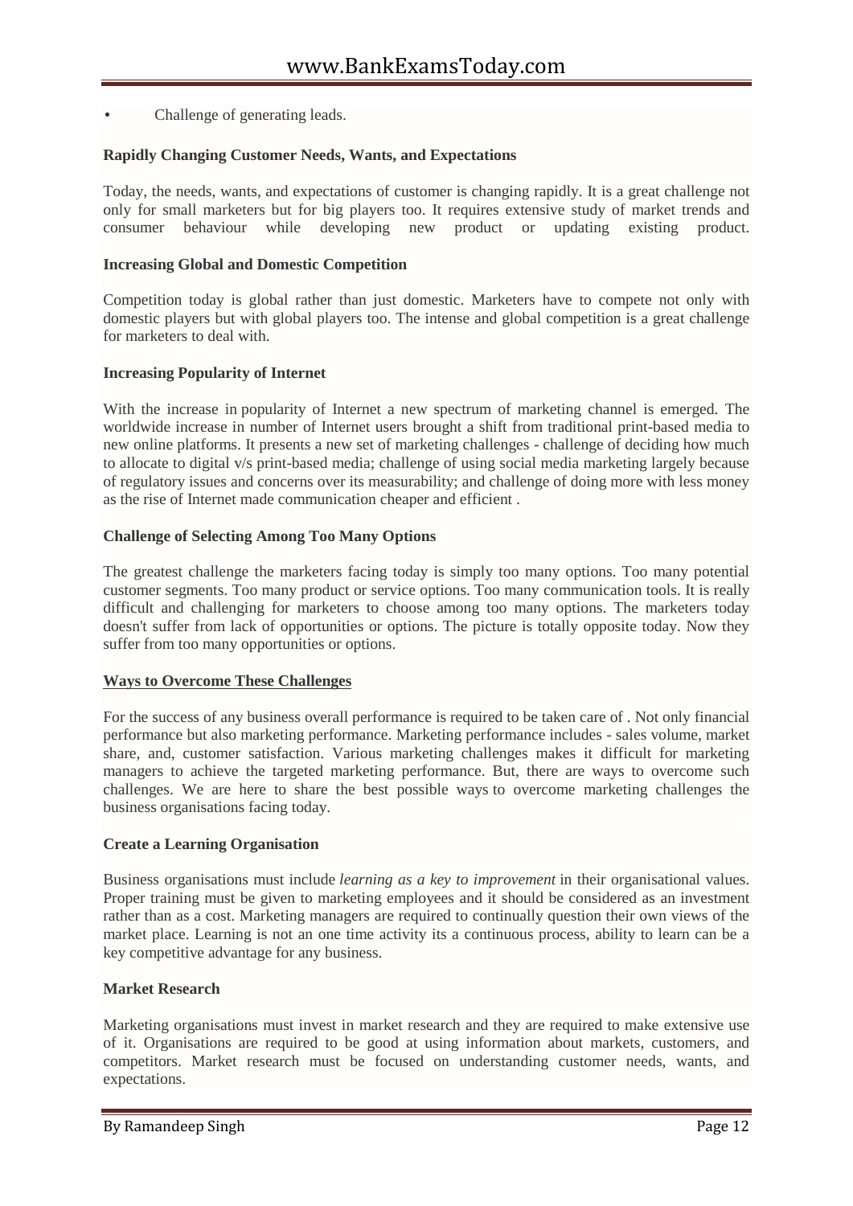- Challenge of generating leads.

**Rapidly Changing Customer Needs, Wants, and Expectations**

Today, the needs, wants, and expectations of customer is changing rapidly. It is a great challenge not only for small marketers but for big players too. It requires extensive study of market trends and consumer behaviour while developing new product or updating existing product.

**Increasing Global and Domestic Competition**

Competition today is global rather than just domestic. Marketers have to compete not only with domestic players but with global players too. The intense and global competition is a great challenge for marketers to deal with.

**Increasing Popularity of Internet**

With the increase in popularity of Internet a new spectrum of marketing channel is emerged. The worldwide increase in number of Internet users brought a shift from traditional print-based media to new online platforms. It presents a new set of marketing challenges - challenge of deciding how much to allocate to digital v/s print-based media; challenge of using social media marketing largely because of regulatory issues and concerns over its measurability; and challenge of doing more with less money as the rise of Internet made communication cheaper and efficient .

**Challenge of Selecting Among Too Many Options**

The greatest challenge the marketers facing today is simply too many options. Too many potential customer segments. Too many product or service options. Too many communication tools. It is really difficult and challenging for marketers to choose among too many options. The marketers today doesn't suffer from lack of opportunities or options. The picture is totally opposite today. Now they suffer from too many opportunities or options.

**Ways to Overcome These Challenges**

For the success of any business overall performance is required to be taken care of . Not only financial performance but also marketing performance. Marketing performance includes - sales volume, market share, and, customer satisfaction. Various marketing challenges makes it difficult for marketing managers to achieve the targeted marketing performance. But, there are ways to overcome such challenges. We are here to share the best possible ways to overcome marketing challenges the business organisations facing today.

**Create a Learning Organisation**

Business organisations must include *learning as a key to improvement* in their organisational values. Proper training must be given to marketing employees and it should be considered as an investment rather than as a cost. Marketing managers are required to continually question their own views of the market place. Learning is not an one time activity its a continuous process, ability to learn can be a key competitive advantage for any business.

**Market Research**

Marketing organisations must invest in market research and they are required to make extensive use of it. Organisations are required to be good at using information about markets, customers, and competitors. Market research must be focused on understanding customer needs, wants, and expectations.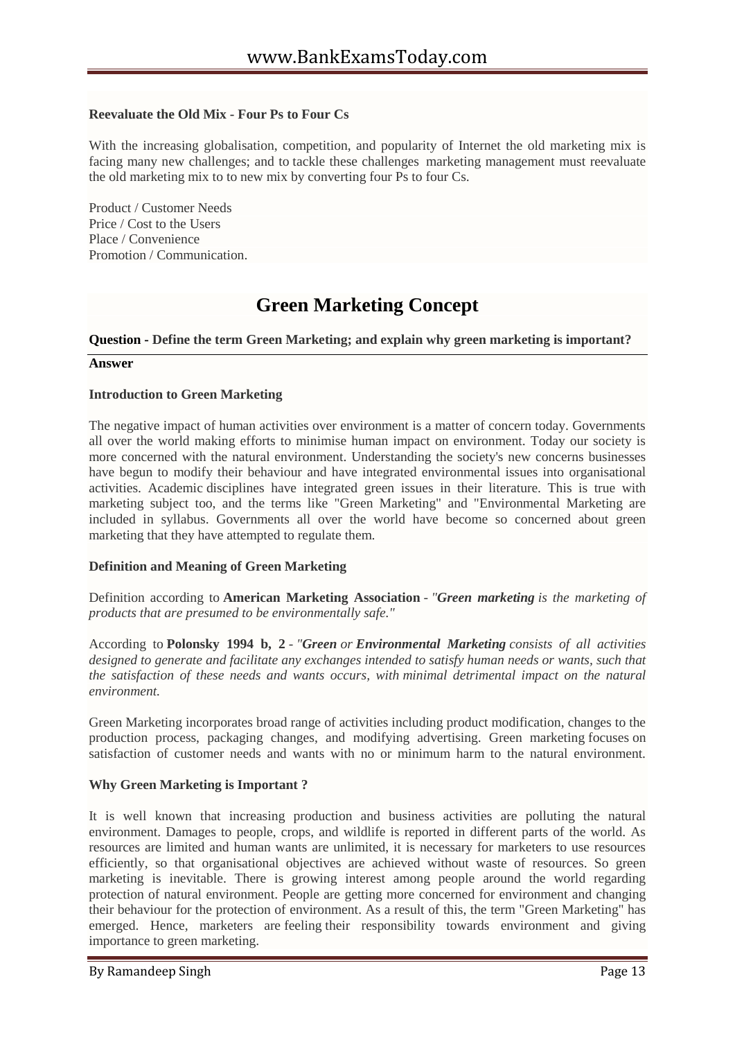**Reevaluate the Old Mix - Four Ps to Four Cs**

With the increasing globalisation, competition, and popularity of Internet the old marketing mix is facing many new challenges; and to tackle these challenges marketing management must reevaluate the old marketing mix to to new mix by converting four Ps to four Cs.

Product / Customer Needs
Price / Cost to the Users
Place / Convenience
Promotion / Communication.

# Green Marketing Concept

**Question - Define the term Green Marketing; and explain why green marketing is important?**

**Answer**

**Introduction to Green Marketing**

The negative impact of human activities over environment is a matter of concern today. Governments all over the world making efforts to minimise human impact on environment. Today our society is more concerned with the natural environment. Understanding the society's new concerns businesses have begun to modify their behaviour and have integrated environmental issues into organisational activities. Academic disciplines have integrated green issues in their literature. This is true with marketing subject too, and the terms like "Green Marketing" and "Environmental Marketing are included in syllabus. Governments all over the world have become so concerned about green marketing that they have attempted to regulate them.

**Definition and Meaning of Green Marketing**

Definition according to **American Marketing Association** - *"**Green marketing** is the marketing of products that are presumed to be environmentally safe."*

According to **Polonsky 1994 b, 2** - *"**Green** or **Environmental Marketing** consists of all activities designed to generate and facilitate any exchanges intended to satisfy human needs or wants, such that the satisfaction of these needs and wants occurs, with minimal detrimental impact on the natural environment.*

Green Marketing incorporates broad range of activities including product modification, changes to the production process, packaging changes, and modifying advertising. Green marketing focuses on satisfaction of customer needs and wants with no or minimum harm to the natural environment.

**Why Green Marketing is Important ?**

It is well known that increasing production and business activities are polluting the natural environment. Damages to people, crops, and wildlife is reported in different parts of the world. As resources are limited and human wants are unlimited, it is necessary for marketers to use resources efficiently, so that organisational objectives are achieved without waste of resources. So green marketing is inevitable. There is growing interest among people around the world regarding protection of natural environment. People are getting more concerned for environment and changing their behaviour for the protection of environment. As a result of this, the term "Green Marketing" has emerged. Hence, marketers are feeling their responsibility towards environment and giving importance to green marketing.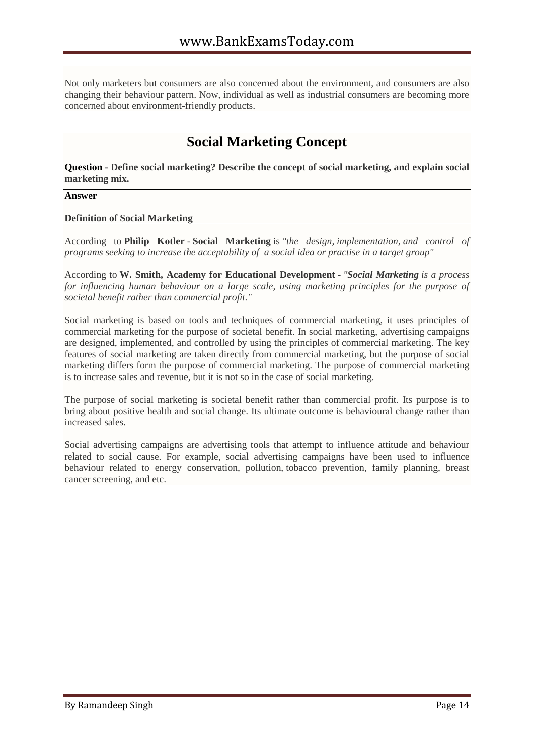Not only marketers but consumers are also concerned about the environment, and consumers are also changing their behaviour pattern. Now, individual as well as industrial consumers are becoming more concerned about environment-friendly products.

# Social Marketing Concept

**Question - Define social marketing? Describe the concept of social marketing, and explain social marketing mix.**

**Answer**

**Definition of Social Marketing**

According to **Philip Kotler** - **Social Marketing** is *"the design, implementation, and control of programs seeking to increase the acceptability of a social idea or practise in a target group"*

According to **W. Smith, Academy for Educational Development** - *"**Social Marketing** is a process for influencing human behaviour on a large scale, using marketing principles for the purpose of societal benefit rather than commercial profit."*

Social marketing is based on tools and techniques of commercial marketing, it uses principles of commercial marketing for the purpose of societal benefit. In social marketing, advertising campaigns are designed, implemented, and controlled by using the principles of commercial marketing. The key features of social marketing are taken directly from commercial marketing, but the purpose of social marketing differs form the purpose of commercial marketing. The purpose of commercial marketing is to increase sales and revenue, but it is not so in the case of social marketing.

The purpose of social marketing is societal benefit rather than commercial profit. Its purpose is to bring about positive health and social change. Its ultimate outcome is behavioural change rather than increased sales.

Social advertising campaigns are advertising tools that attempt to influence attitude and behaviour related to social cause. For example, social advertising campaigns have been used to influence behaviour related to energy conservation, pollution, tobacco prevention, family planning, breast cancer screening, and etc.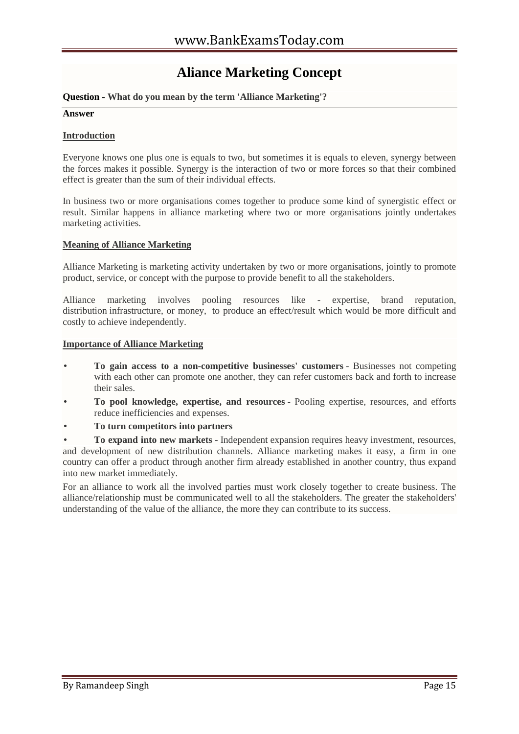# Aliance Marketing Concept

**Question - What do you mean by the term 'Alliance Marketing'?**

**Answer**

**Introduction**

Everyone knows one plus one is equals to two, but sometimes it is equals to eleven, synergy between the forces makes it possible. Synergy is the interaction of two or more forces so that their combined effect is greater than the sum of their individual effects.

In business two or more organisations comes together to produce some kind of synergistic effect or result. Similar happens in alliance marketing where two or more organisations jointly undertakes marketing activities.

**Meaning of Alliance Marketing**

Alliance Marketing is marketing activity undertaken by two or more organisations, jointly to promote product, service, or concept with the purpose to provide benefit to all the stakeholders.

Alliance marketing involves pooling resources like - expertise, brand reputation, distribution infrastructure, or money, to produce an effect/result which would be more difficult and costly to achieve independently.

**Importance of Alliance Marketing**

- **To gain access to a non-competitive businesses' customers** - Businesses not competing with each other can promote one another, they can refer customers back and forth to increase their sales.
- **To pool knowledge, expertise, and resources** - Pooling expertise, resources, and efforts reduce inefficiencies and expenses.
- **To turn competitors into partners**
- **To expand into new markets** - Independent expansion requires heavy investment, resources, and development of new distribution channels. Alliance marketing makes it easy, a firm in one country can offer a product through another firm already established in another country, thus expand into new market immediately.

For an alliance to work all the involved parties must work closely together to create business. The alliance/relationship must be communicated well to all the stakeholders. The greater the stakeholders' understanding of the value of the alliance, the more they can contribute to its success.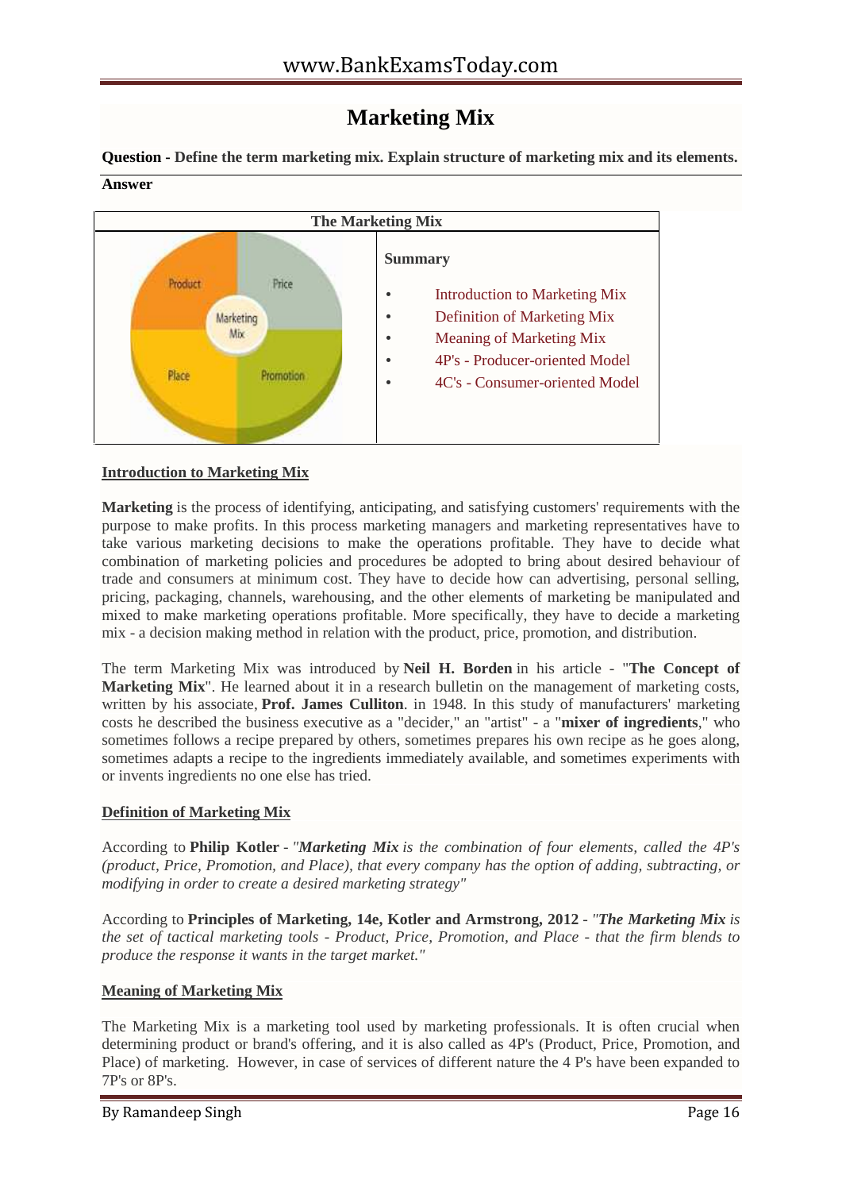# Marketing Mix

**Question - Define the term marketing mix. Explain structure of marketing mix and its elements.**

**Answer**

| The Marketing Mix | |
|---|---|
| Product / Price / Marketing Mix / Place / Promotion | **Summary**<br>• Introduction to Marketing Mix<br>• Definition of Marketing Mix<br>• Meaning of Marketing Mix<br>• 4P's - Producer-oriented Model<br>• 4C's - Consumer-oriented Model |

## Introduction to Marketing Mix

**Marketing** is the process of identifying, anticipating, and satisfying customers' requirements with the purpose to make profits. In this process marketing managers and marketing representatives have to take various marketing decisions to make the operations profitable. They have to decide what combination of marketing policies and procedures be adopted to bring about desired behaviour of trade and consumers at minimum cost. They have to decide how can advertising, personal selling, pricing, packaging, channels, warehousing, and the other elements of marketing be manipulated and mixed to make marketing operations profitable. More specifically, they have to decide a marketing mix - a decision making method in relation with the product, price, promotion, and distribution.

The term Marketing Mix was introduced by **Neil H. Borden** in his article - "**The Concept of Marketing Mix**". He learned about it in a research bulletin on the management of marketing costs, written by his associate, **Prof. James Culliton**. in 1948. In this study of manufacturers' marketing costs he described the business executive as a "decider," an "artist" - a "**mixer of ingredients**," who sometimes follows a recipe prepared by others, sometimes prepares his own recipe as he goes along, sometimes adapts a recipe to the ingredients immediately available, and sometimes experiments with or invents ingredients no one else has tried.

## Definition of Marketing Mix

According to **Philip Kotler** - *"**Marketing Mix** is the combination of four elements, called the 4P's (product, Price, Promotion, and Place), that every company has the option of adding, subtracting, or modifying in order to create a desired marketing strategy"*

According to **Principles of Marketing, 14e, Kotler and Armstrong, 2012** - *"**The Marketing Mix** is the set of tactical marketing tools - Product, Price, Promotion, and Place - that the firm blends to produce the response it wants in the target market."*

## Meaning of Marketing Mix

The Marketing Mix is a marketing tool used by marketing professionals. It is often crucial when determining product or brand's offering, and it is also called as 4P's (Product, Price, Promotion, and Place) of marketing. However, in case of services of different nature the 4 P's have been expanded to 7P's or 8P's.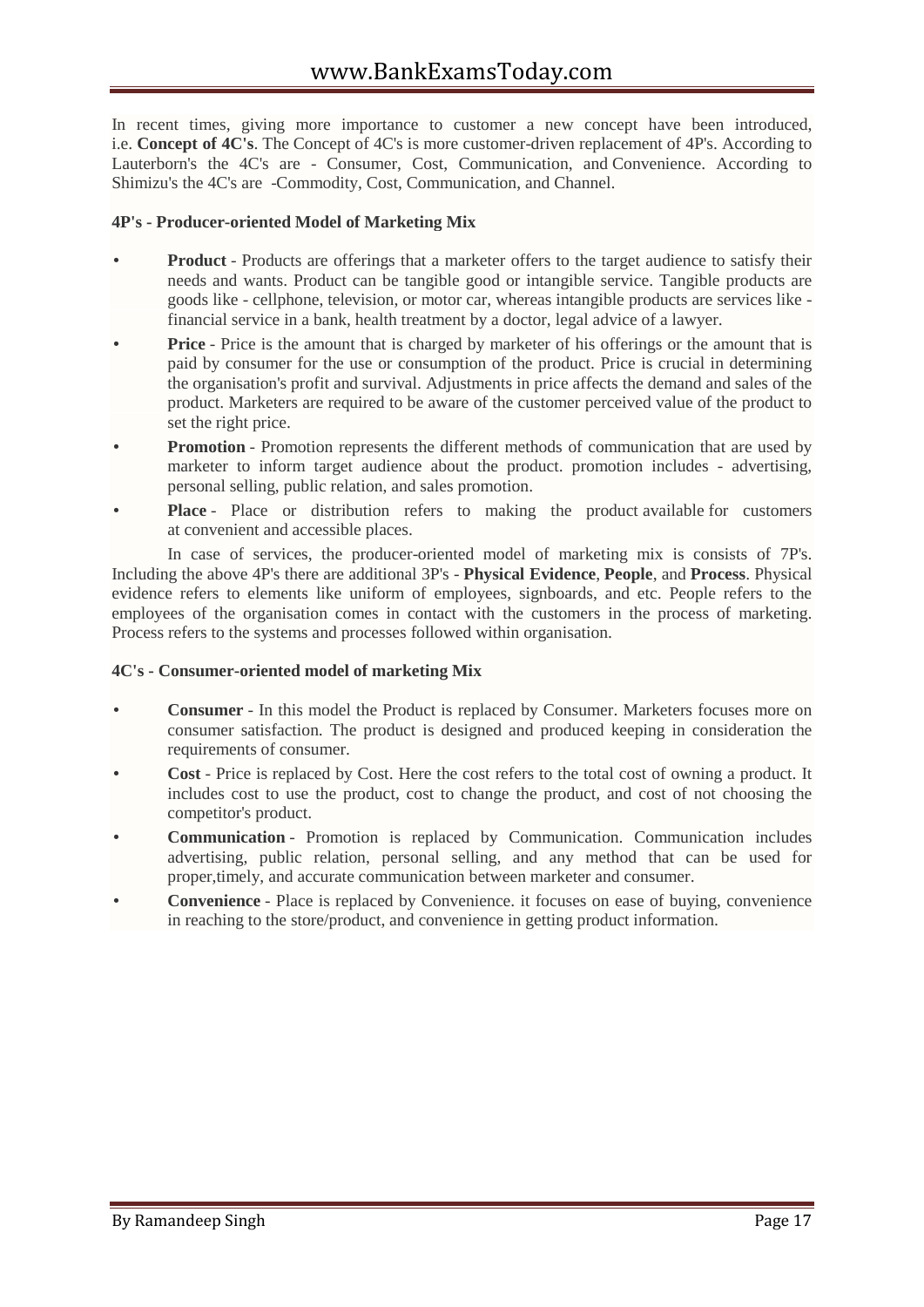In recent times, giving more importance to customer a new concept have been introduced, i.e. **Concept of 4C's**. The Concept of 4C's is more customer-driven replacement of 4P's. According to Lauterborn's the 4C's are - Consumer, Cost, Communication, and Convenience. According to Shimizu's the 4C's are -Commodity, Cost, Communication, and Channel.

**4P's - Producer-oriented Model of Marketing Mix**

- **Product** - Products are offerings that a marketer offers to the target audience to satisfy their needs and wants. Product can be tangible good or intangible service. Tangible products are goods like - cellphone, television, or motor car, whereas intangible products are services like - financial service in a bank, health treatment by a doctor, legal advice of a lawyer.
- **Price** - Price is the amount that is charged by marketer of his offerings or the amount that is paid by consumer for the use or consumption of the product. Price is crucial in determining the organisation's profit and survival. Adjustments in price affects the demand and sales of the product. Marketers are required to be aware of the customer perceived value of the product to set the right price.
- **Promotion** - Promotion represents the different methods of communication that are used by marketer to inform target audience about the product. promotion includes - advertising, personal selling, public relation, and sales promotion.
- **Place** - Place or distribution refers to making the product available for customers at convenient and accessible places.

In case of services, the producer-oriented model of marketing mix is consists of 7P's. Including the above 4P's there are additional 3P's - **Physical Evidence**, **People**, and **Process**. Physical evidence refers to elements like uniform of employees, signboards, and etc. People refers to the employees of the organisation comes in contact with the customers in the process of marketing. Process refers to the systems and processes followed within organisation.

**4C's - Consumer-oriented model of marketing Mix**

- **Consumer** - In this model the Product is replaced by Consumer. Marketers focuses more on consumer satisfaction. The product is designed and produced keeping in consideration the requirements of consumer.
- **Cost** - Price is replaced by Cost. Here the cost refers to the total cost of owning a product. It includes cost to use the product, cost to change the product, and cost of not choosing the competitor's product.
- **Communication** - Promotion is replaced by Communication. Communication includes advertising, public relation, personal selling, and any method that can be used for proper,timely, and accurate communication between marketer and consumer.
- **Convenience** - Place is replaced by Convenience. it focuses on ease of buying, convenience in reaching to the store/product, and convenience in getting product information.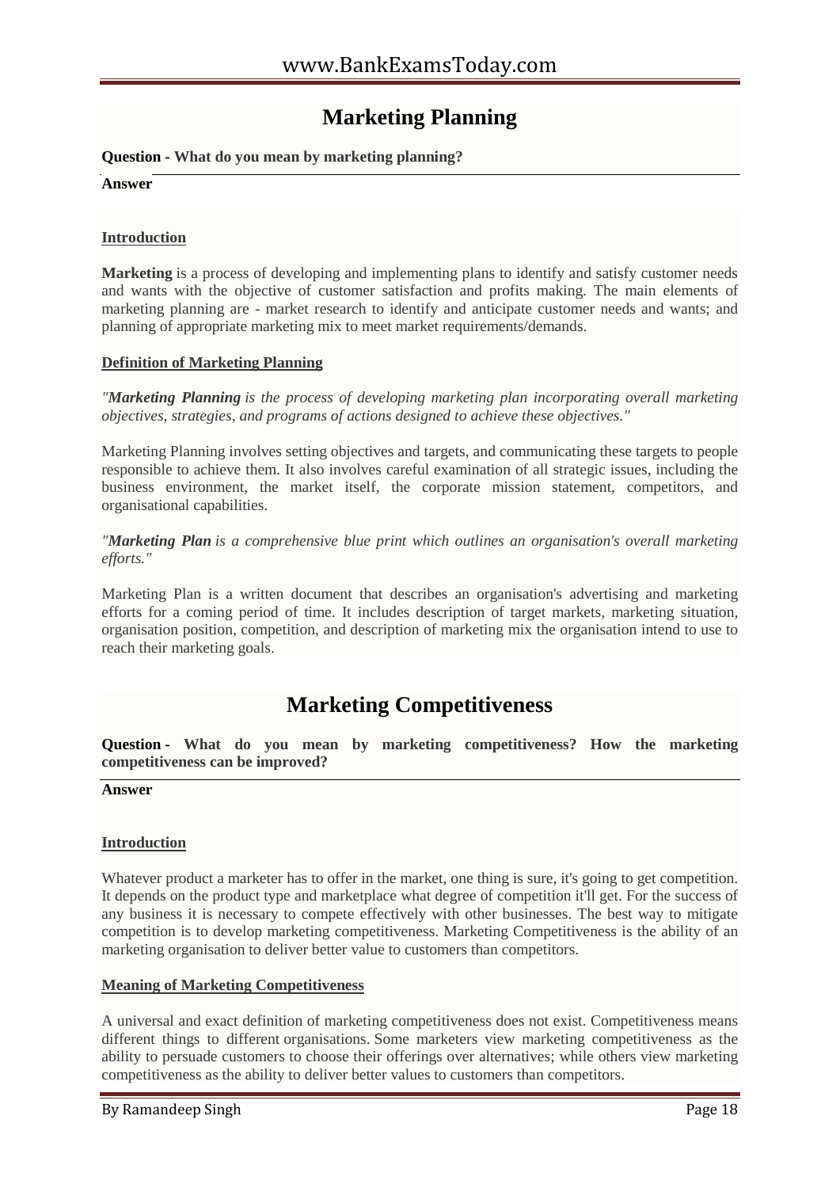# Marketing Planning

**Question - What do you mean by marketing planning?**

**Answer**

**Introduction**

**Marketing** is a process of developing and implementing plans to identify and satisfy customer needs and wants with the objective of customer satisfaction and profits making. The main elements of marketing planning are - market research to identify and anticipate customer needs and wants; and planning of appropriate marketing mix to meet market requirements/demands.

**Definition of Marketing Planning**

*"**Marketing Planning** is the process of developing marketing plan incorporating overall marketing objectives, strategies, and programs of actions designed to achieve these objectives."*

Marketing Planning involves setting objectives and targets, and communicating these targets to people responsible to achieve them. It also involves careful examination of all strategic issues, including the business environment, the market itself, the corporate mission statement, competitors, and organisational capabilities.

*"**Marketing Plan** is a comprehensive blue print which outlines an organisation's overall marketing efforts."*

Marketing Plan is a written document that describes an organisation's advertising and marketing efforts for a coming period of time. It includes description of target markets, marketing situation, organisation position, competition, and description of marketing mix the organisation intend to use to reach their marketing goals.

# Marketing Competitiveness

**Question - What do you mean by marketing competitiveness? How the marketing competitiveness can be improved?**

**Answer**

**Introduction**

Whatever product a marketer has to offer in the market, one thing is sure, it's going to get competition. It depends on the product type and marketplace what degree of competition it'll get. For the success of any business it is necessary to compete effectively with other businesses. The best way to mitigate competition is to develop marketing competitiveness. Marketing Competitiveness is the ability of an marketing organisation to deliver better value to customers than competitors.

**Meaning of Marketing Competitiveness**

A universal and exact definition of marketing competitiveness does not exist. Competitiveness means different things to different organisations. Some marketers view marketing competitiveness as the ability to persuade customers to choose their offerings over alternatives; while others view marketing competitiveness as the ability to deliver better values to customers than competitors.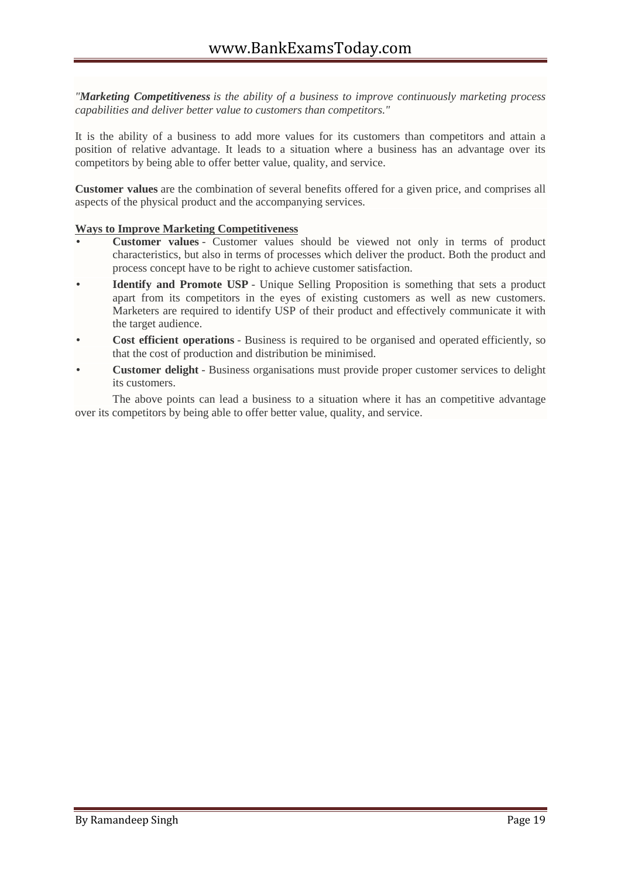*"**Marketing Competitiveness** is the ability of a business to improve continuously marketing process capabilities and deliver better value to customers than competitors."*

It is the ability of a business to add more values for its customers than competitors and attain a position of relative advantage. It leads to a situation where a business has an advantage over its competitors by being able to offer better value, quality, and service.

**Customer values** are the combination of several benefits offered for a given price, and comprises all aspects of the physical product and the accompanying services.

**Ways to Improve Marketing Competitiveness**

- **Customer values** - Customer values should be viewed not only in terms of product characteristics, but also in terms of processes which deliver the product. Both the product and process concept have to be right to achieve customer satisfaction.
- **Identify and Promote USP** - Unique Selling Proposition is something that sets a product apart from its competitors in the eyes of existing customers as well as new customers. Marketers are required to identify USP of their product and effectively communicate it with the target audience.
- **Cost efficient operations** - Business is required to be organised and operated efficiently, so that the cost of production and distribution be minimised.
- **Customer delight** - Business organisations must provide proper customer services to delight its customers.

The above points can lead a business to a situation where it has an competitive advantage over its competitors by being able to offer better value, quality, and service.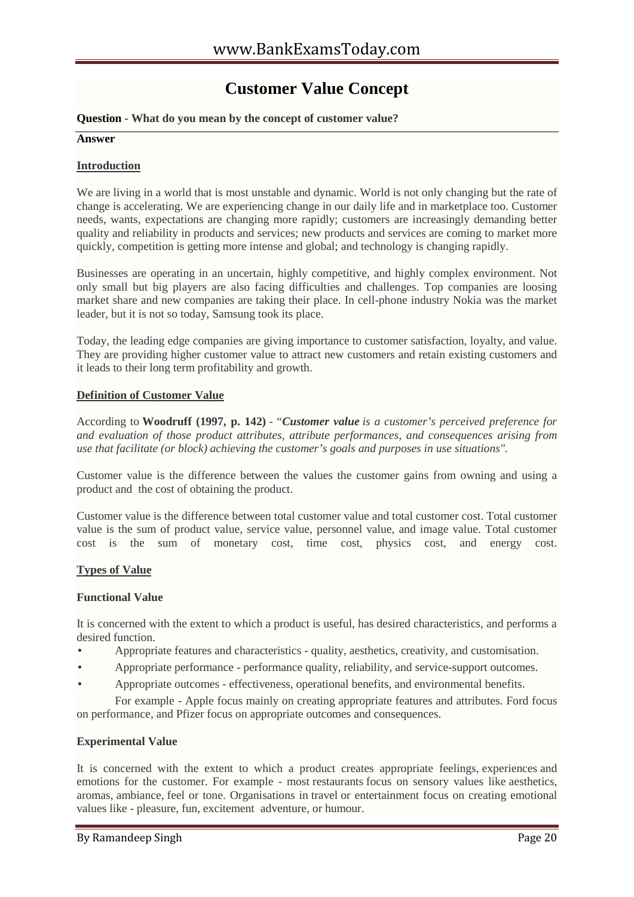# Customer Value Concept

**Question - What do you mean by the concept of customer value?**

**Answer**

## Introduction

We are living in a world that is most unstable and dynamic. World is not only changing but the rate of change is accelerating. We are experiencing change in our daily life and in marketplace too. Customer needs, wants, expectations are changing more rapidly; customers are increasingly demanding better quality and reliability in products and services; new products and services are coming to market more quickly, competition is getting more intense and global; and technology is changing rapidly.

Businesses are operating in an uncertain, highly competitive, and highly complex environment. Not only small but big players are also facing difficulties and challenges. Top companies are loosing market share and new companies are taking their place. In cell-phone industry Nokia was the market leader, but it is not so today, Samsung took its place.

Today, the leading edge companies are giving importance to customer satisfaction, loyalty, and value. They are providing higher customer value to attract new customers and retain existing customers and it leads to their long term profitability and growth.

## Definition of Customer Value

According to **Woodruff (1997, p. 142)** - *"**Customer value** is a customer's perceived preference for and evaluation of those product attributes, attribute performances, and consequences arising from use that facilitate (or block) achieving the customer's goals and purposes in use situations".*

Customer value is the difference between the values the customer gains from owning and using a product and the cost of obtaining the product.

Customer value is the difference between total customer value and total customer cost. Total customer value is the sum of product value, service value, personnel value, and image value. Total customer cost is the sum of monetary cost, time cost, physics cost, and energy cost.

## Types of Value

### Functional Value

It is concerned with the extent to which a product is useful, has desired characteristics, and performs a desired function.

- Appropriate features and characteristics - quality, aesthetics, creativity, and customisation.
- Appropriate performance - performance quality, reliability, and service-support outcomes.
- Appropriate outcomes - effectiveness, operational benefits, and environmental benefits.

For example - Apple focus mainly on creating appropriate features and attributes. Ford focus on performance, and Pfizer focus on appropriate outcomes and consequences.

### Experimental Value

It is concerned with the extent to which a product creates appropriate feelings, experiences and emotions for the customer. For example - most restaurants focus on sensory values like aesthetics, aromas, ambiance, feel or tone. Organisations in travel or entertainment focus on creating emotional values like - pleasure, fun, excitement adventure, or humour.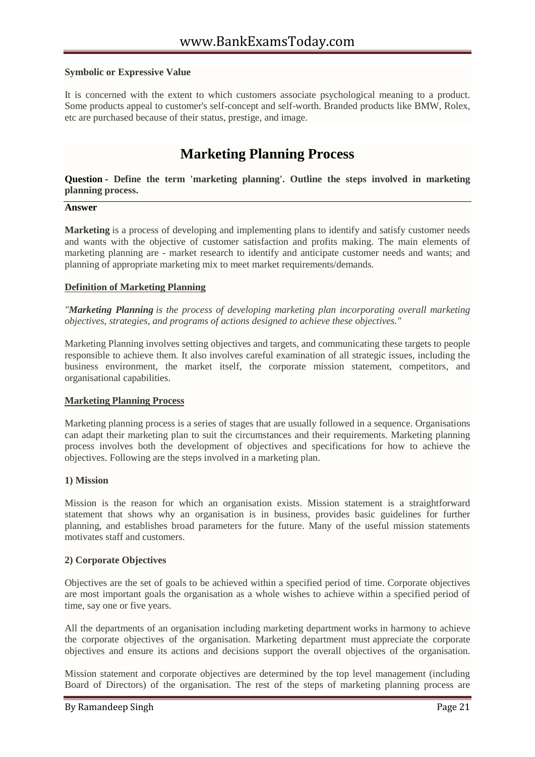**Symbolic or Expressive Value**

It is concerned with the extent to which customers associate psychological meaning to a product. Some products appeal to customer's self-concept and self-worth. Branded products like BMW, Rolex, etc are purchased because of their status, prestige, and image.

# Marketing Planning Process

**Question - Define the term 'marketing planning'. Outline the steps involved in marketing planning process.**

**Answer**

**Marketing** is a process of developing and implementing plans to identify and satisfy customer needs and wants with the objective of customer satisfaction and profits making. The main elements of marketing planning are - market research to identify and anticipate customer needs and wants; and planning of appropriate marketing mix to meet market requirements/demands.

**Definition of Marketing Planning**

*"**Marketing Planning** is the process of developing marketing plan incorporating overall marketing objectives, strategies, and programs of actions designed to achieve these objectives."*

Marketing Planning involves setting objectives and targets, and communicating these targets to people responsible to achieve them. It also involves careful examination of all strategic issues, including the business environment, the market itself, the corporate mission statement, competitors, and organisational capabilities.

**Marketing Planning Process**

Marketing planning process is a series of stages that are usually followed in a sequence. Organisations can adapt their marketing plan to suit the circumstances and their requirements. Marketing planning process involves both the development of objectives and specifications for how to achieve the objectives. Following are the steps involved in a marketing plan.

**1) Mission**

Mission is the reason for which an organisation exists. Mission statement is a straightforward statement that shows why an organisation is in business, provides basic guidelines for further planning, and establishes broad parameters for the future. Many of the useful mission statements motivates staff and customers.

**2) Corporate Objectives**

Objectives are the set of goals to be achieved within a specified period of time. Corporate objectives are most important goals the organisation as a whole wishes to achieve within a specified period of time, say one or five years.

All the departments of an organisation including marketing department works in harmony to achieve the corporate objectives of the organisation. Marketing department must appreciate the corporate objectives and ensure its actions and decisions support the overall objectives of the organisation.

Mission statement and corporate objectives are determined by the top level management (including Board of Directors) of the organisation. The rest of the steps of marketing planning process are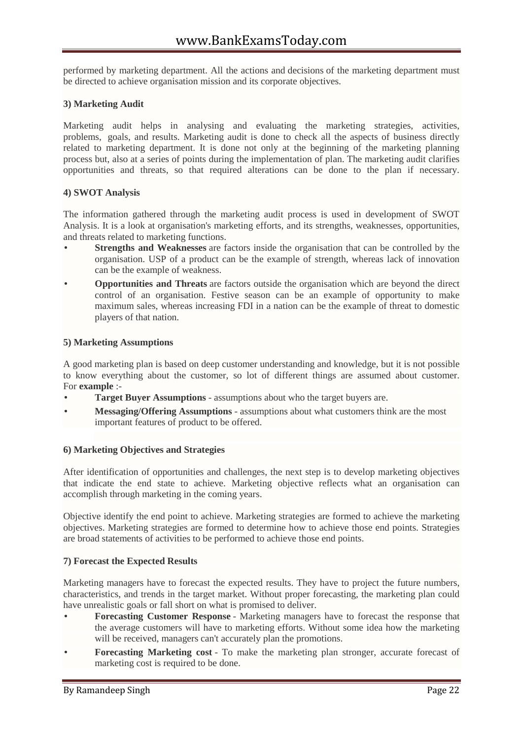performed by marketing department. All the actions and decisions of the marketing department must be directed to achieve organisation mission and its corporate objectives.

**3) Marketing Audit**

Marketing audit helps in analysing and evaluating the marketing strategies, activities, problems, goals, and results. Marketing audit is done to check all the aspects of business directly related to marketing department. It is done not only at the beginning of the marketing planning process but, also at a series of points during the implementation of plan. The marketing audit clarifies opportunities and threats, so that required alterations can be done to the plan if necessary.

**4) SWOT Analysis**

The information gathered through the marketing audit process is used in development of SWOT Analysis. It is a look at organisation's marketing efforts, and its strengths, weaknesses, opportunities, and threats related to marketing functions.

- **Strengths and Weaknesses** are factors inside the organisation that can be controlled by the organisation. USP of a product can be the example of strength, whereas lack of innovation can be the example of weakness.
- **Opportunities and Threats** are factors outside the organisation which are beyond the direct control of an organisation. Festive season can be an example of opportunity to make maximum sales, whereas increasing FDI in a nation can be the example of threat to domestic players of that nation.

**5) Marketing Assumptions**

A good marketing plan is based on deep customer understanding and knowledge, but it is not possible to know everything about the customer, so lot of different things are assumed about customer. For **example** :-

- **Target Buyer Assumptions** - assumptions about who the target buyers are.
- **Messaging/Offering Assumptions** - assumptions about what customers think are the most important features of product to be offered.

**6) Marketing Objectives and Strategies**

After identification of opportunities and challenges, the next step is to develop marketing objectives that indicate the end state to achieve. Marketing objective reflects what an organisation can accomplish through marketing in the coming years.

Objective identify the end point to achieve. Marketing strategies are formed to achieve the marketing objectives. Marketing strategies are formed to determine how to achieve those end points. Strategies are broad statements of activities to be performed to achieve those end points.

**7) Forecast the Expected Results**

Marketing managers have to forecast the expected results. They have to project the future numbers, characteristics, and trends in the target market. Without proper forecasting, the marketing plan could have unrealistic goals or fall short on what is promised to deliver.

- **Forecasting Customer Response** - Marketing managers have to forecast the response that the average customers will have to marketing efforts. Without some idea how the marketing will be received, managers can't accurately plan the promotions.
- **Forecasting Marketing cost** - To make the marketing plan stronger, accurate forecast of marketing cost is required to be done.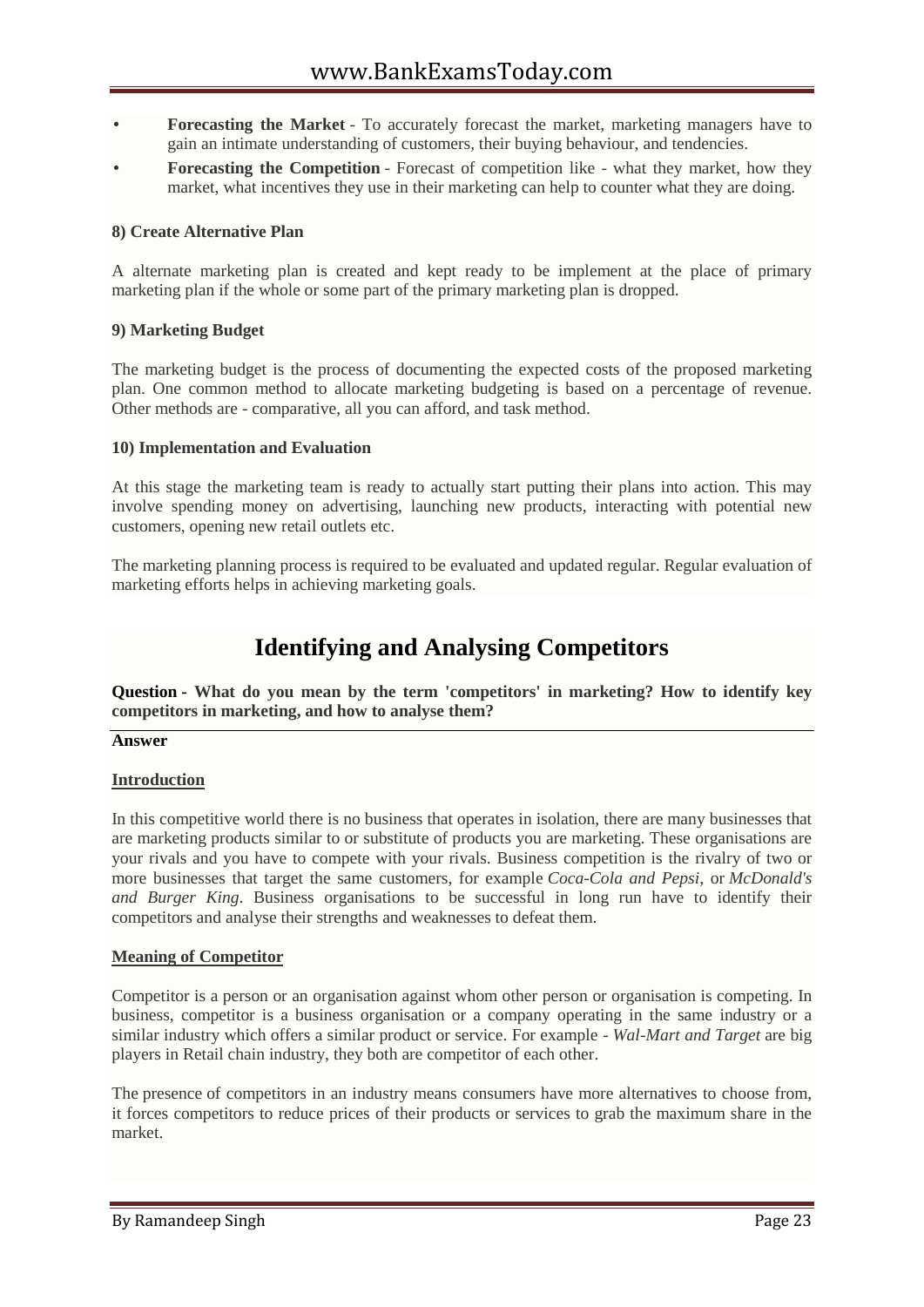- **Forecasting the Market** - To accurately forecast the market, marketing managers have to gain an intimate understanding of customers, their buying behaviour, and tendencies.
- **Forecasting the Competition** - Forecast of competition like - what they market, how they market, what incentives they use in their marketing can help to counter what they are doing.

**8) Create Alternative Plan**

A alternate marketing plan is created and kept ready to be implement at the place of primary marketing plan if the whole or some part of the primary marketing plan is dropped.

**9) Marketing Budget**

The marketing budget is the process of documenting the expected costs of the proposed marketing plan. One common method to allocate marketing budgeting is based on a percentage of revenue. Other methods are - comparative, all you can afford, and task method.

**10) Implementation and Evaluation**

At this stage the marketing team is ready to actually start putting their plans into action. This may involve spending money on advertising, launching new products, interacting with potential new customers, opening new retail outlets etc.

The marketing planning process is required to be evaluated and updated regular. Regular evaluation of marketing efforts helps in achieving marketing goals.

# Identifying and Analysing Competitors

**Question - What do you mean by the term 'competitors' in marketing? How to identify key competitors in marketing, and how to analyse them?**

**Answer**

**Introduction**

In this competitive world there is no business that operates in isolation, there are many businesses that are marketing products similar to or substitute of products you are marketing. These organisations are your rivals and you have to compete with your rivals. Business competition is the rivalry of two or more businesses that target the same customers, for example *Coca-Cola and Pepsi*, or *McDonald's and Burger King*. Business organisations to be successful in long run have to identify their competitors and analyse their strengths and weaknesses to defeat them.

**Meaning of Competitor**

Competitor is a person or an organisation against whom other person or organisation is competing. In business, competitor is a business organisation or a company operating in the same industry or a similar industry which offers a similar product or service. For example - *Wal-Mart and Target* are big players in Retail chain industry, they both are competitor of each other.

The presence of competitors in an industry means consumers have more alternatives to choose from, it forces competitors to reduce prices of their products or services to grab the maximum share in the market.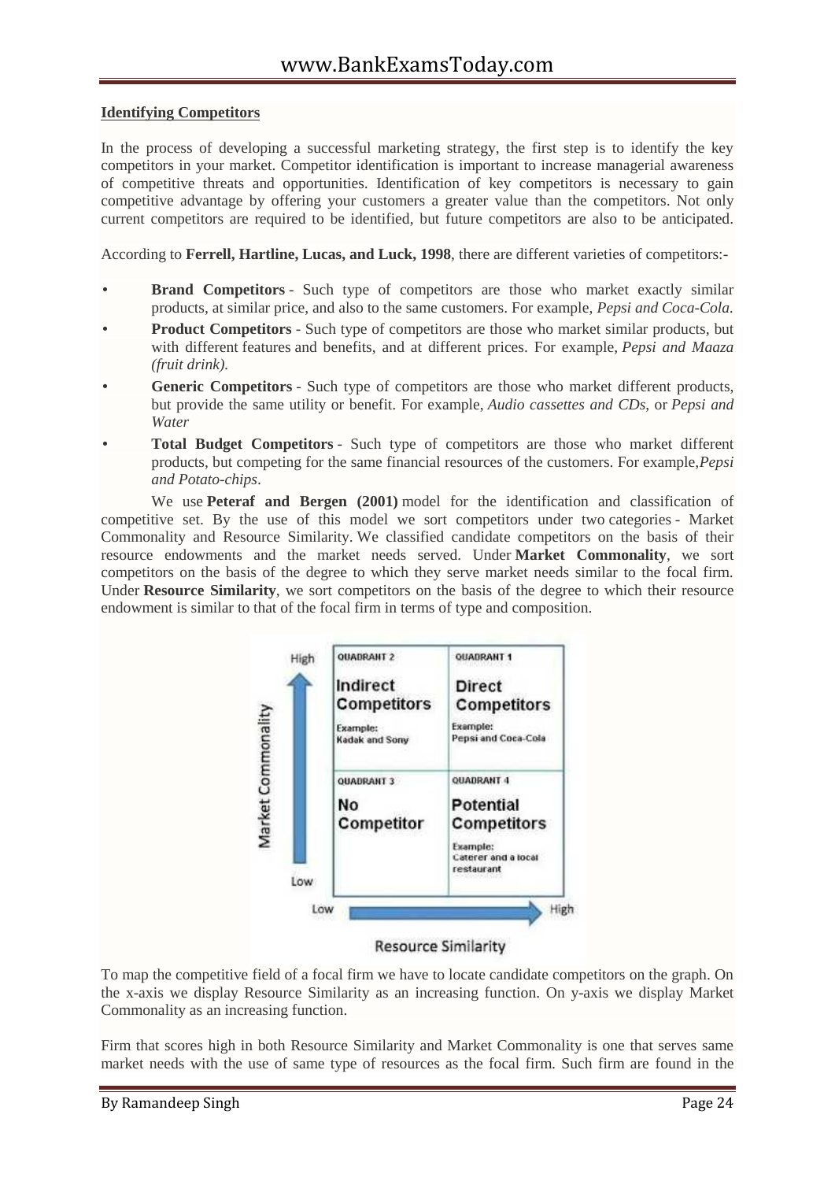**Identifying Competitors**

In the process of developing a successful marketing strategy, the first step is to identify the key competitors in your market. Competitor identification is important to increase managerial awareness of competitive threats and opportunities. Identification of key competitors is necessary to gain competitive advantage by offering your customers a greater value than the competitors. Not only current competitors are required to be identified, but future competitors are also to be anticipated.

According to **Ferrell, Hartline, Lucas, and Luck, 1998**, there are different varieties of competitors:-

- **Brand Competitors** - Such type of competitors are those who market exactly similar products, at similar price, and also to the same customers. For example, *Pepsi and Coca-Cola.*
- **Product Competitors** - Such type of competitors are those who market similar products, but with different features and benefits, and at different prices. For example, *Pepsi and Maaza (fruit drink).*
- **Generic Competitors** - Such type of competitors are those who market different products, but provide the same utility or benefit. For example, *Audio cassettes and CDs*, or *Pepsi and Water*
- **Total Budget Competitors** - Such type of competitors are those who market different products, but competing for the same financial resources of the customers. For example,*Pepsi and Potato-chips*.

We use **Peteraf and Bergen (2001)** model for the identification and classification of competitive set. By the use of this model we sort competitors under two categories - Market Commonality and Resource Similarity. We classified candidate competitors on the basis of their resource endowments and the market needs served. Under **Market Commonality**, we sort competitors on the basis of the degree to which they serve market needs similar to the focal firm. Under **Resource Similarity**, we sort competitors on the basis of the degree to which their resource endowment is similar to that of the focal firm in terms of type and composition.

| Market Commonality ↓ / Resource Similarity → | Low | High |
|---|---|---|
| **High** | QUADRANT 2<br>**Indirect Competitors**<br>Example: Kadak and Sony | QUADRANT 1<br>**Direct Competitors**<br>Example: Pepsi and Coca-Cola |
| **Low** | QUADRANT 3<br>**No Competitor** | QUADRANT 4<br>**Potential Competitors**<br>Example: Caterer and a local restaurant |

Resource Similarity

To map the competitive field of a focal firm we have to locate candidate competitors on the graph. On the x-axis we display Resource Similarity as an increasing function. On y-axis we display Market Commonality as an increasing function.

Firm that scores high in both Resource Similarity and Market Commonality is one that serves same market needs with the use of same type of resources as the focal firm. Such firm are found in the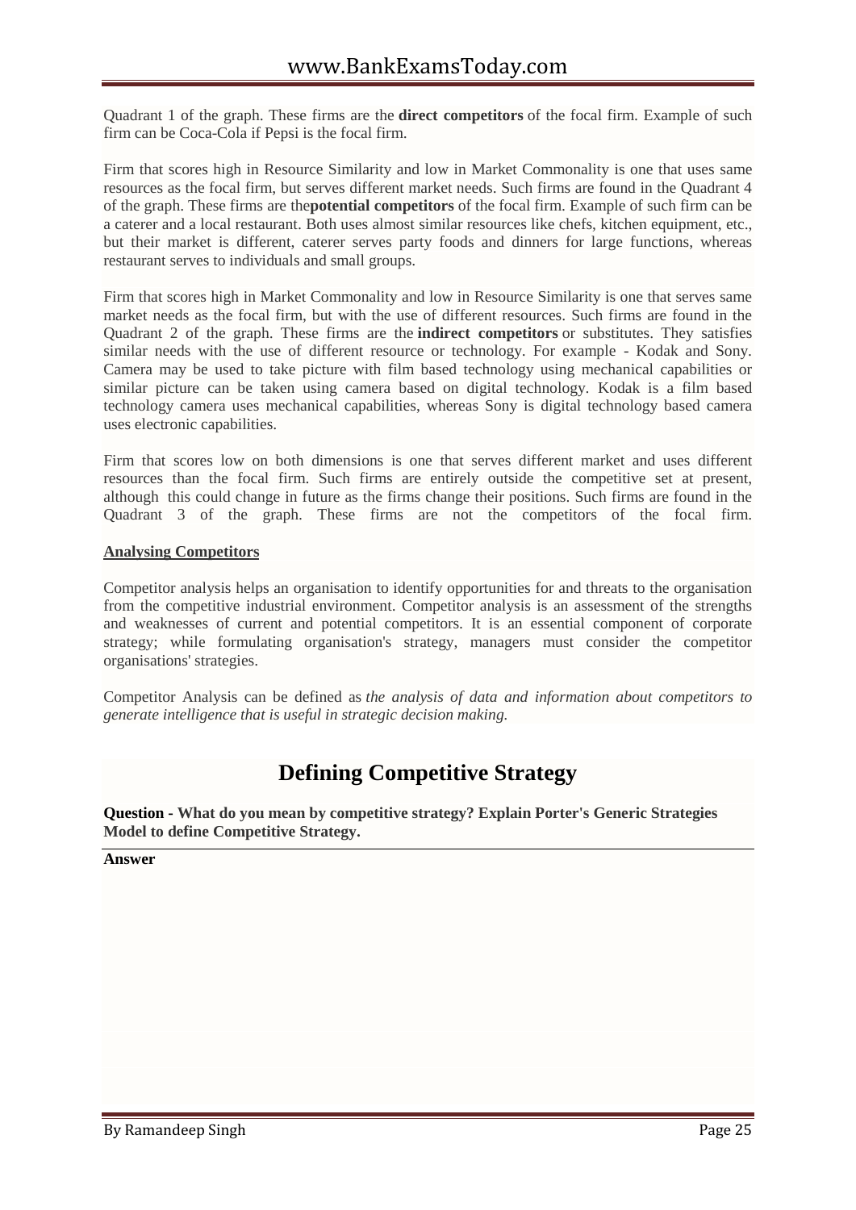Quadrant 1 of the graph. These firms are the **direct competitors** of the focal firm. Example of such firm can be Coca-Cola if Pepsi is the focal firm.

Firm that scores high in Resource Similarity and low in Market Commonality is one that uses same resources as the focal firm, but serves different market needs. Such firms are found in the Quadrant 4 of the graph. These firms are the**potential competitors** of the focal firm. Example of such firm can be a caterer and a local restaurant. Both uses almost similar resources like chefs, kitchen equipment, etc., but their market is different, caterer serves party foods and dinners for large functions, whereas restaurant serves to individuals and small groups.

Firm that scores high in Market Commonality and low in Resource Similarity is one that serves same market needs as the focal firm, but with the use of different resources. Such firms are found in the Quadrant 2 of the graph. These firms are the **indirect competitors** or substitutes. They satisfies similar needs with the use of different resource or technology. For example - Kodak and Sony. Camera may be used to take picture with film based technology using mechanical capabilities or similar picture can be taken using camera based on digital technology. Kodak is a film based technology camera uses mechanical capabilities, whereas Sony is digital technology based camera uses electronic capabilities.

Firm that scores low on both dimensions is one that serves different market and uses different resources than the focal firm. Such firms are entirely outside the competitive set at present, although this could change in future as the firms change their positions. Such firms are found in the Quadrant 3 of the graph. These firms are not the competitors of the focal firm.

**Analysing Competitors**

Competitor analysis helps an organisation to identify opportunities for and threats to the organisation from the competitive industrial environment. Competitor analysis is an assessment of the strengths and weaknesses of current and potential competitors. It is an essential component of corporate strategy; while formulating organisation's strategy, managers must consider the competitor organisations' strategies.

Competitor Analysis can be defined as *the analysis of data and information about competitors to generate intelligence that is useful in strategic decision making.*

# Defining Competitive Strategy

**Question - What do you mean by competitive strategy? Explain Porter's Generic Strategies Model to define Competitive Strategy.**

**Answer**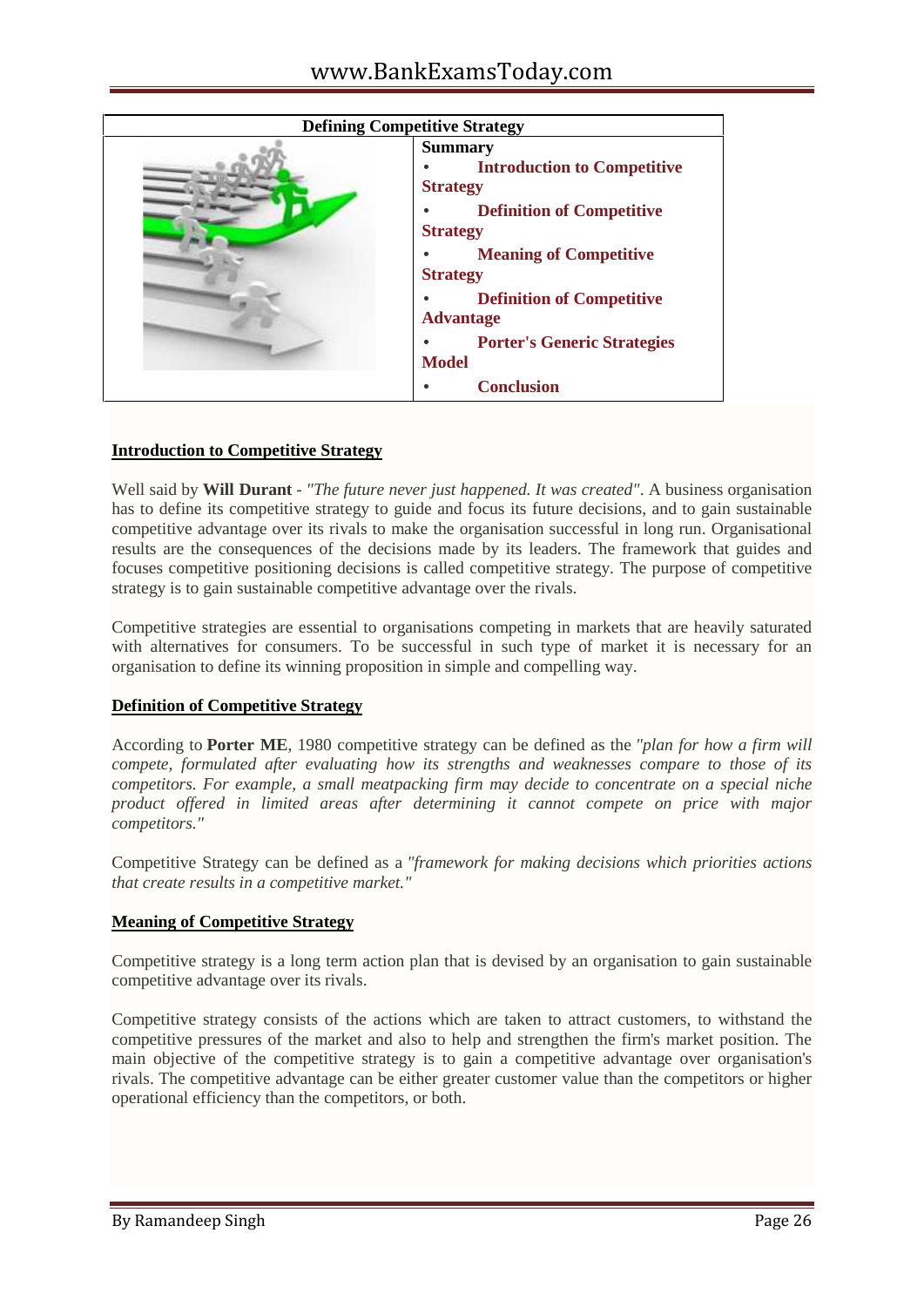| Defining Competitive Strategy | |
|---|---|
| | **Summary**<br>• **Introduction to Competitive Strategy**<br>• **Definition of Competitive Strategy**<br>• **Meaning of Competitive Strategy**<br>• **Definition of Competitive Advantage**<br>• **Porter's Generic Strategies Model**<br>• **Conclusion** |

## Introduction to Competitive Strategy

Well said by **Will Durant** - *"The future never just happened. It was created"*. A business organisation has to define its competitive strategy to guide and focus its future decisions, and to gain sustainable competitive advantage over its rivals to make the organisation successful in long run. Organisational results are the consequences of the decisions made by its leaders. The framework that guides and focuses competitive positioning decisions is called competitive strategy. The purpose of competitive strategy is to gain sustainable competitive advantage over the rivals.

Competitive strategies are essential to organisations competing in markets that are heavily saturated with alternatives for consumers. To be successful in such type of market it is necessary for an organisation to define its winning proposition in simple and compelling way.

## Definition of Competitive Strategy

According to **Porter ME**, 1980 competitive strategy can be defined as the *"plan for how a firm will compete, formulated after evaluating how its strengths and weaknesses compare to those of its competitors. For example, a small meatpacking firm may decide to concentrate on a special niche product offered in limited areas after determining it cannot compete on price with major competitors."*

Competitive Strategy can be defined as a *"framework for making decisions which priorities actions that create results in a competitive market."*

## Meaning of Competitive Strategy

Competitive strategy is a long term action plan that is devised by an organisation to gain sustainable competitive advantage over its rivals.

Competitive strategy consists of the actions which are taken to attract customers, to withstand the competitive pressures of the market and also to help and strengthen the firm's market position. The main objective of the competitive strategy is to gain a competitive advantage over organisation's rivals. The competitive advantage can be either greater customer value than the competitors or higher operational efficiency than the competitors, or both.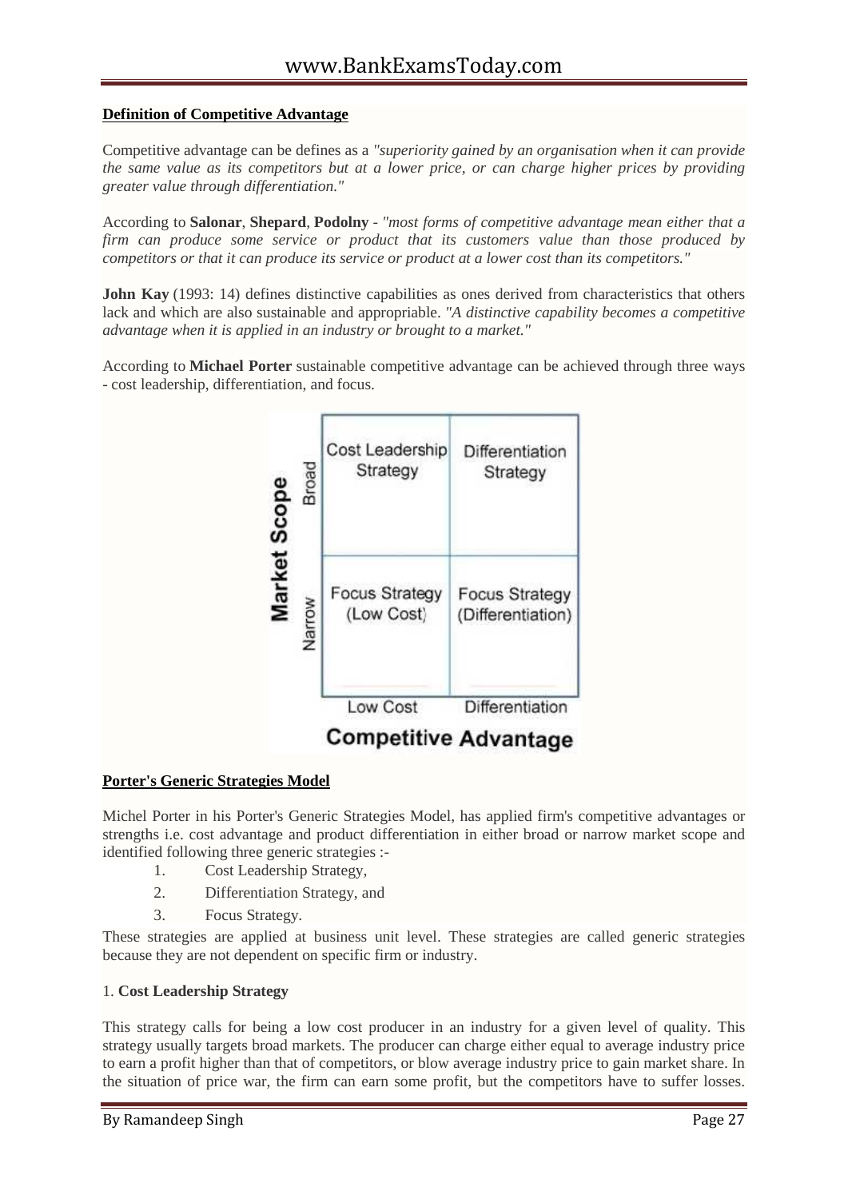**Definition of Competitive Advantage**

Competitive advantage can be defines as a *"superiority gained by an organisation when it can provide the same value as its competitors but at a lower price, or can charge higher prices by providing greater value through differentiation."*

According to **Salonar**, **Shepard**, **Podolny** - *"most forms of competitive advantage mean either that a firm can produce some service or product that its customers value than those produced by competitors or that it can produce its service or product at a lower cost than its competitors."*

**John Kay** (1993: 14) defines distinctive capabilities as ones derived from characteristics that others lack and which are also sustainable and appropriable. *"A distinctive capability becomes a competitive advantage when it is applied in an industry or brought to a market."*

According to **Michael Porter** sustainable competitive advantage can be achieved through three ways - cost leadership, differentiation, and focus.

| Market Scope | Low Cost | Differentiation |
|---|---|---|
| Broad | Cost Leadership Strategy | Differentiation Strategy |
| Narrow | Focus Strategy (Low Cost) | Focus Strategy (Differentiation) |

**Competitive Advantage**

**Porter's Generic Strategies Model**

Michel Porter in his Porter's Generic Strategies Model, has applied firm's competitive advantages or strengths i.e. cost advantage and product differentiation in either broad or narrow market scope and identified following three generic strategies :-

1. Cost Leadership Strategy,
2. Differentiation Strategy, and
3. Focus Strategy.

These strategies are applied at business unit level. These strategies are called generic strategies because they are not dependent on specific firm or industry.

1. **Cost Leadership Strategy**

This strategy calls for being a low cost producer in an industry for a given level of quality. This strategy usually targets broad markets. The producer can charge either equal to average industry price to earn a profit higher than that of competitors, or blow average industry price to gain market share. In the situation of price war, the firm can earn some profit, but the competitors have to suffer losses.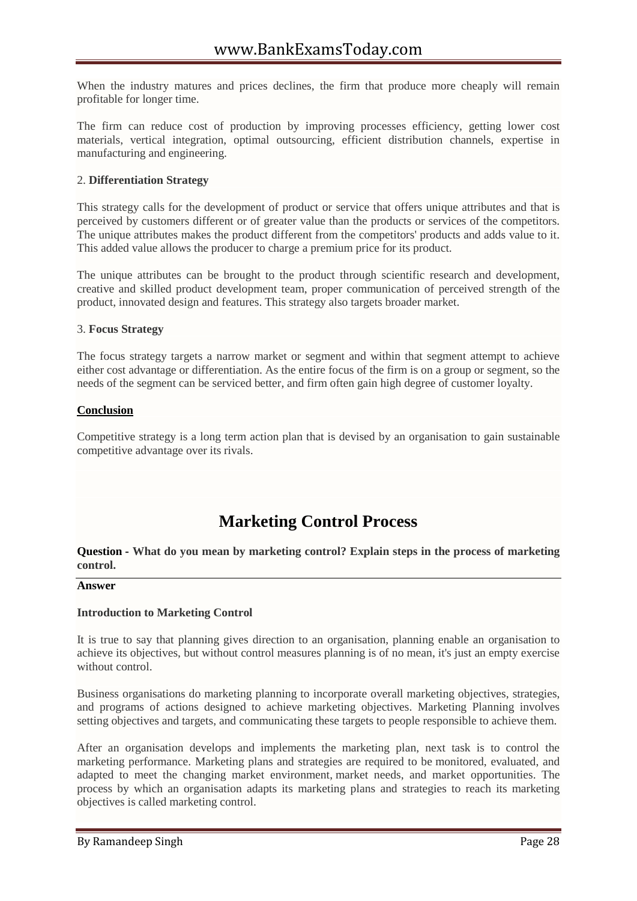When the industry matures and prices declines, the firm that produce more cheaply will remain profitable for longer time.

The firm can reduce cost of production by improving processes efficiency, getting lower cost materials, vertical integration, optimal outsourcing, efficient distribution channels, expertise in manufacturing and engineering.

2. **Differentiation Strategy**

This strategy calls for the development of product or service that offers unique attributes and that is perceived by customers different or of greater value than the products or services of the competitors. The unique attributes makes the product different from the competitors' products and adds value to it. This added value allows the producer to charge a premium price for its product.

The unique attributes can be brought to the product through scientific research and development, creative and skilled product development team, proper communication of perceived strength of the product, innovated design and features. This strategy also targets broader market.

3. **Focus Strategy**

The focus strategy targets a narrow market or segment and within that segment attempt to achieve either cost advantage or differentiation. As the entire focus of the firm is on a group or segment, so the needs of the segment can be serviced better, and firm often gain high degree of customer loyalty.

**Conclusion**

Competitive strategy is a long term action plan that is devised by an organisation to gain sustainable competitive advantage over its rivals.

# Marketing Control Process

**Question - What do you mean by marketing control? Explain steps in the process of marketing control.**

**Answer**

**Introduction to Marketing Control**

It is true to say that planning gives direction to an organisation, planning enable an organisation to achieve its objectives, but without control measures planning is of no mean, it's just an empty exercise without control.

Business organisations do marketing planning to incorporate overall marketing objectives, strategies, and programs of actions designed to achieve marketing objectives. Marketing Planning involves setting objectives and targets, and communicating these targets to people responsible to achieve them.

After an organisation develops and implements the marketing plan, next task is to control the marketing performance. Marketing plans and strategies are required to be monitored, evaluated, and adapted to meet the changing market environment, market needs, and market opportunities. The process by which an organisation adapts its marketing plans and strategies to reach its marketing objectives is called marketing control.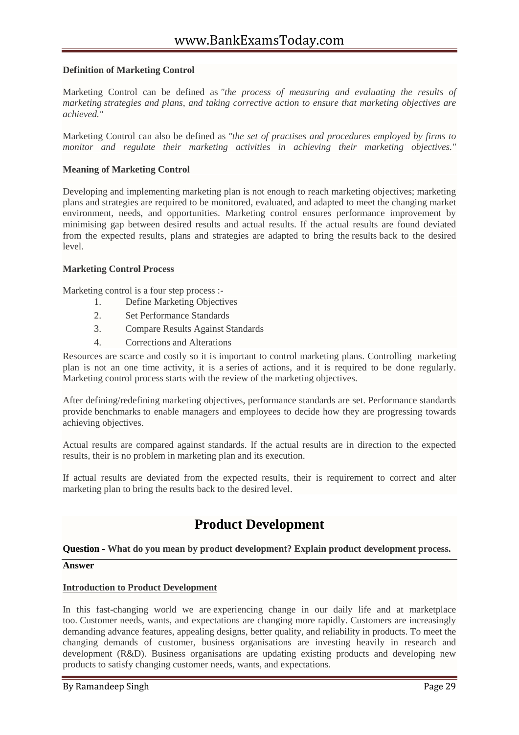**Definition of Marketing Control**

Marketing Control can be defined as *"the process of measuring and evaluating the results of marketing strategies and plans, and taking corrective action to ensure that marketing objectives are achieved."*

Marketing Control can also be defined as *"the set of practises and procedures employed by firms to monitor and regulate their marketing activities in achieving their marketing objectives."*

**Meaning of Marketing Control**

Developing and implementing marketing plan is not enough to reach marketing objectives; marketing plans and strategies are required to be monitored, evaluated, and adapted to meet the changing market environment, needs, and opportunities. Marketing control ensures performance improvement by minimising gap between desired results and actual results. If the actual results are found deviated from the expected results, plans and strategies are adapted to bring the results back to the desired level.

**Marketing Control Process**

Marketing control is a four step process :-

1. Define Marketing Objectives
2. Set Performance Standards
3. Compare Results Against Standards
4. Corrections and Alterations

Resources are scarce and costly so it is important to control marketing plans. Controlling marketing plan is not an one time activity, it is a series of actions, and it is required to be done regularly. Marketing control process starts with the review of the marketing objectives.

After defining/redefining marketing objectives, performance standards are set. Performance standards provide benchmarks to enable managers and employees to decide how they are progressing towards achieving objectives.

Actual results are compared against standards. If the actual results are in direction to the expected results, their is no problem in marketing plan and its execution.

If actual results are deviated from the expected results, their is requirement to correct and alter marketing plan to bring the results back to the desired level.

# Product Development

**Question - What do you mean by product development? Explain product development process.**

**Answer**

**Introduction to Product Development**

In this fast-changing world we are experiencing change in our daily life and at marketplace too. Customer needs, wants, and expectations are changing more rapidly. Customers are increasingly demanding advance features, appealing designs, better quality, and reliability in products. To meet the changing demands of customer, business organisations are investing heavily in research and development (R&D). Business organisations are updating existing products and developing new products to satisfy changing customer needs, wants, and expectations.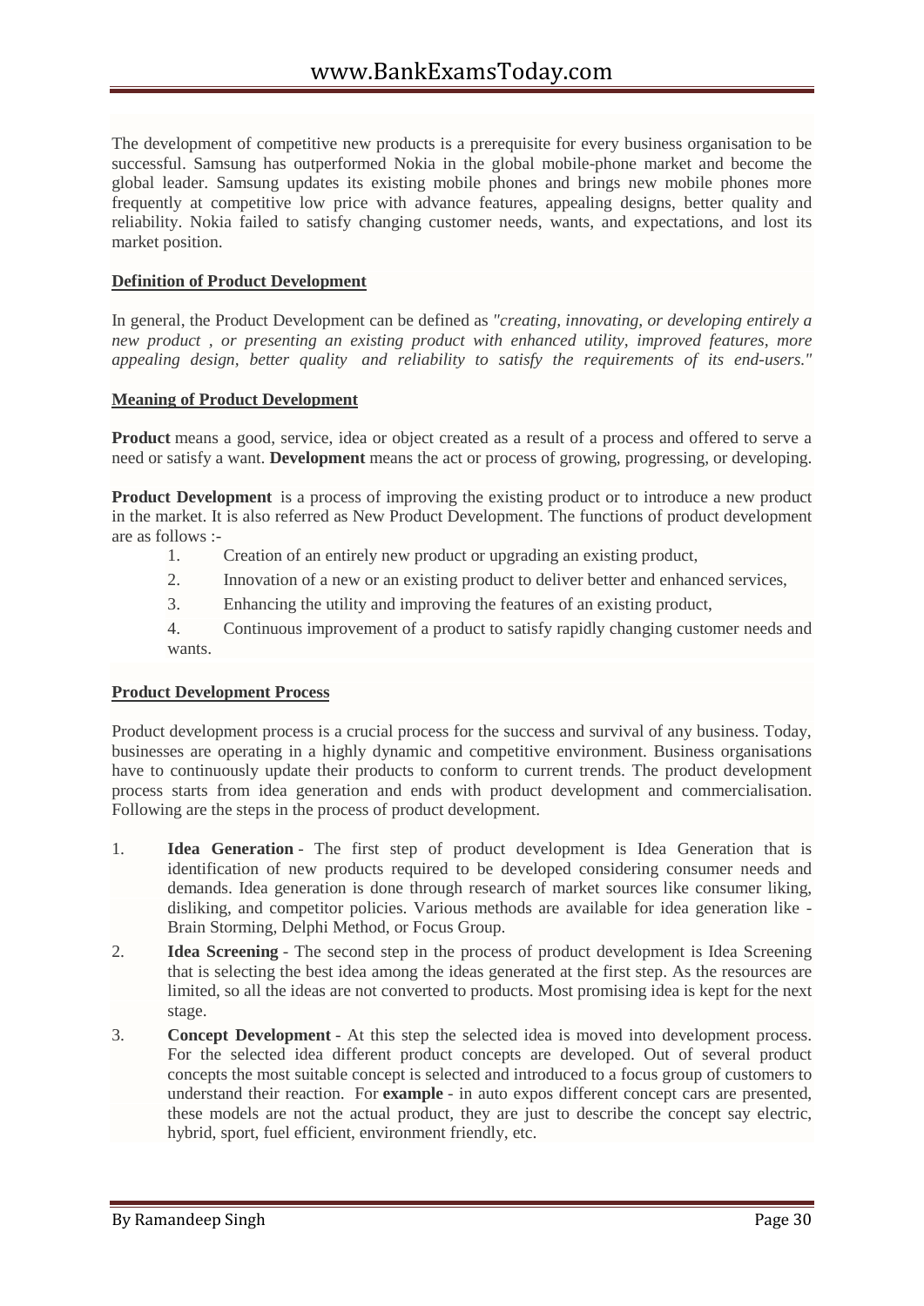The development of competitive new products is a prerequisite for every business organisation to be successful. Samsung has outperformed Nokia in the global mobile-phone market and become the global leader. Samsung updates its existing mobile phones and brings new mobile phones more frequently at competitive low price with advance features, appealing designs, better quality and reliability. Nokia failed to satisfy changing customer needs, wants, and expectations, and lost its market position.

**Definition of Product Development**

In general, the Product Development can be defined as *"creating, innovating, or developing entirely a new product , or presenting an existing product with enhanced utility, improved features, more appealing design, better quality and reliability to satisfy the requirements of its end-users."*

**Meaning of Product Development**

**Product** means a good, service, idea or object created as a result of a process and offered to serve a need or satisfy a want. **Development** means the act or process of growing, progressing, or developing.

**Product Development** is a process of improving the existing product or to introduce a new product in the market. It is also referred as New Product Development. The functions of product development are as follows :-

1. Creation of an entirely new product or upgrading an existing product,
2. Innovation of a new or an existing product to deliver better and enhanced services,
3. Enhancing the utility and improving the features of an existing product,
4. Continuous improvement of a product to satisfy rapidly changing customer needs and wants.

**Product Development Process**

Product development process is a crucial process for the success and survival of any business. Today, businesses are operating in a highly dynamic and competitive environment. Business organisations have to continuously update their products to conform to current trends. The product development process starts from idea generation and ends with product development and commercialisation. Following are the steps in the process of product development.

1. **Idea Generation** - The first step of product development is Idea Generation that is identification of new products required to be developed considering consumer needs and demands. Idea generation is done through research of market sources like consumer liking, disliking, and competitor policies. Various methods are available for idea generation like - Brain Storming, Delphi Method, or Focus Group.
2. **Idea Screening** - The second step in the process of product development is Idea Screening that is selecting the best idea among the ideas generated at the first step. As the resources are limited, so all the ideas are not converted to products. Most promising idea is kept for the next stage.
3. **Concept Development** - At this step the selected idea is moved into development process. For the selected idea different product concepts are developed. Out of several product concepts the most suitable concept is selected and introduced to a focus group of customers to understand their reaction. For **example** - in auto expos different concept cars are presented, these models are not the actual product, they are just to describe the concept say electric, hybrid, sport, fuel efficient, environment friendly, etc.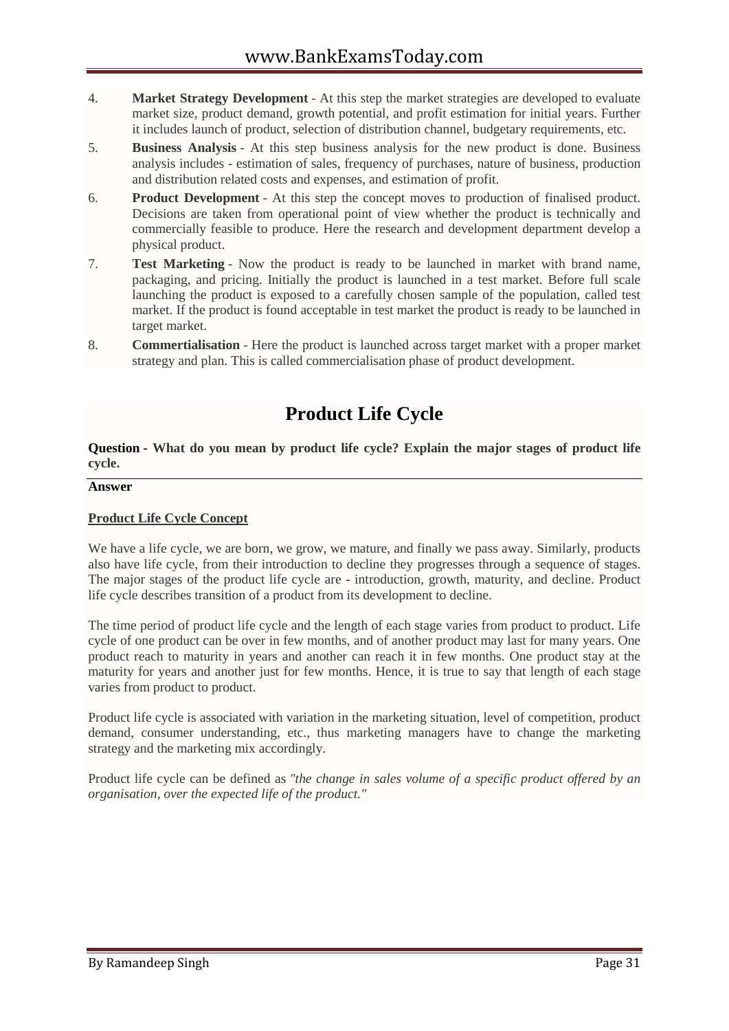4. **Market Strategy Development** - At this step the market strategies are developed to evaluate market size, product demand, growth potential, and profit estimation for initial years. Further it includes launch of product, selection of distribution channel, budgetary requirements, etc.
5. **Business Analysis** - At this step business analysis for the new product is done. Business analysis includes - estimation of sales, frequency of purchases, nature of business, production and distribution related costs and expenses, and estimation of profit.
6. **Product Development** - At this step the concept moves to production of finalised product. Decisions are taken from operational point of view whether the product is technically and commercially feasible to produce. Here the research and development department develop a physical product.
7. **Test Marketing** - Now the product is ready to be launched in market with brand name, packaging, and pricing. Initially the product is launched in a test market. Before full scale launching the product is exposed to a carefully chosen sample of the population, called test market. If the product is found acceptable in test market the product is ready to be launched in target market.
8. **Commertialisation** - Here the product is launched across target market with a proper market strategy and plan. This is called commercialisation phase of product development.

# Product Life Cycle

**Question - What do you mean by product life cycle? Explain the major stages of product life cycle.**

**Answer**

**Product Life Cycle Concept**

We have a life cycle, we are born, we grow, we mature, and finally we pass away. Similarly, products also have life cycle, from their introduction to decline they progresses through a sequence of stages. The major stages of the product life cycle are - introduction, growth, maturity, and decline. Product life cycle describes transition of a product from its development to decline.

The time period of product life cycle and the length of each stage varies from product to product. Life cycle of one product can be over in few months, and of another product may last for many years. One product reach to maturity in years and another can reach it in few months. One product stay at the maturity for years and another just for few months. Hence, it is true to say that length of each stage varies from product to product.

Product life cycle is associated with variation in the marketing situation, level of competition, product demand, consumer understanding, etc., thus marketing managers have to change the marketing strategy and the marketing mix accordingly.

Product life cycle can be defined as *"the change in sales volume of a specific product offered by an organisation, over the expected life of the product."*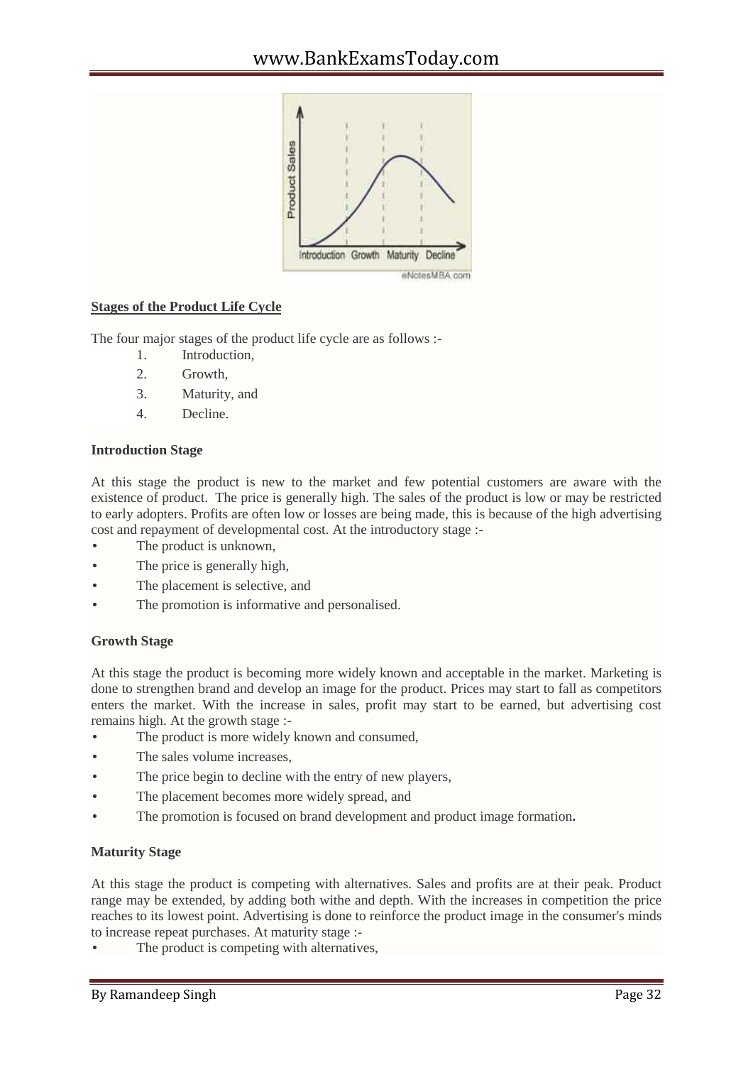## Stages of the Product Life Cycle

The four major stages of the product life cycle are as follows :-

1. Introduction,
2. Growth,
3. Maturity, and
4. Decline.

### Introduction Stage

At this stage the product is new to the market and few potential customers are aware with the existence of product. The price is generally high. The sales of the product is low or may be restricted to early adopters. Profits are often low or losses are being made, this is because of the high advertising cost and repayment of developmental cost. At the introductory stage :-

- The product is unknown,
- The price is generally high,
- The placement is selective, and
- The promotion is informative and personalised.

### Growth Stage

At this stage the product is becoming more widely known and acceptable in the market. Marketing is done to strengthen brand and develop an image for the product. Prices may start to fall as competitors enters the market. With the increase in sales, profit may start to be earned, but advertising cost remains high. At the growth stage :-

- The product is more widely known and consumed,
- The sales volume increases,
- The price begin to decline with the entry of new players,
- The placement becomes more widely spread, and
- The promotion is focused on brand development and product image formation**.**

### Maturity Stage

At this stage the product is competing with alternatives. Sales and profits are at their peak. Product range may be extended, by adding both withe and depth. With the increases in competition the price reaches to its lowest point. Advertising is done to reinforce the product image in the consumer's minds to increase repeat purchases. At maturity stage :-

- The product is competing with alternatives,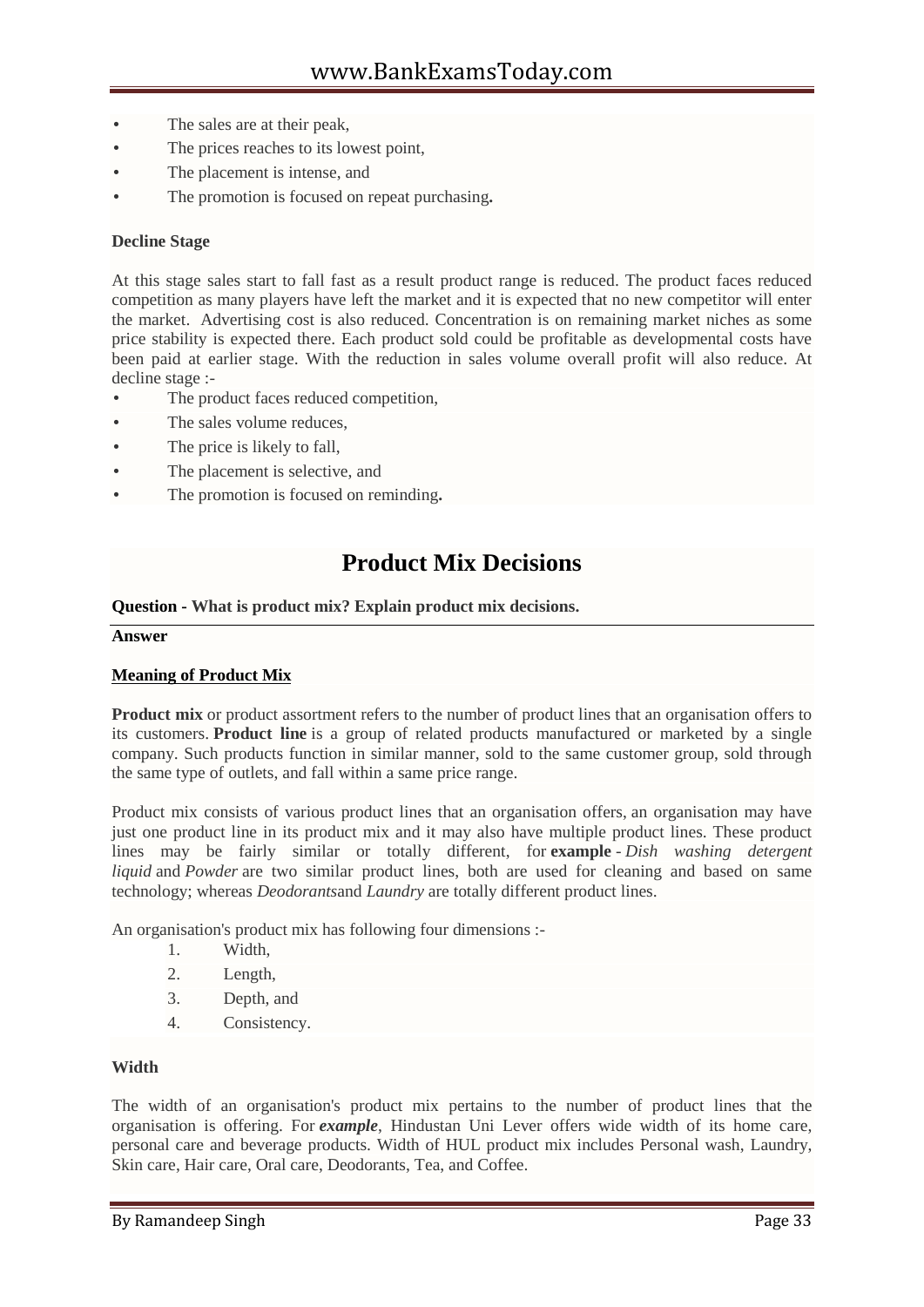- The sales are at their peak,
- The prices reaches to its lowest point,
- The placement is intense, and
- The promotion is focused on repeat purchasing**.**

**Decline Stage**

At this stage sales start to fall fast as a result product range is reduced. The product faces reduced competition as many players have left the market and it is expected that no new competitor will enter the market. Advertising cost is also reduced. Concentration is on remaining market niches as some price stability is expected there. Each product sold could be profitable as developmental costs have been paid at earlier stage. With the reduction in sales volume overall profit will also reduce. At decline stage :-

- The product faces reduced competition,
- The sales volume reduces,
- The price is likely to fall,
- The placement is selective, and
- The promotion is focused on reminding**.**

# Product Mix Decisions

**Question - What is product mix? Explain product mix decisions.**

**Answer**

**Meaning of Product Mix**

**Product mix** or product assortment refers to the number of product lines that an organisation offers to its customers. **Product line** is a group of related products manufactured or marketed by a single company. Such products function in similar manner, sold to the same customer group, sold through the same type of outlets, and fall within a same price range.

Product mix consists of various product lines that an organisation offers, an organisation may have just one product line in its product mix and it may also have multiple product lines. These product lines may be fairly similar or totally different, for **example** - *Dish washing detergent liquid* and *Powder* are two similar product lines, both are used for cleaning and based on same technology; whereas *Deodorants*and *Laundry* are totally different product lines.

An organisation's product mix has following four dimensions :-

1. Width,
2. Length,
3. Depth, and
4. Consistency.

**Width**

The width of an organisation's product mix pertains to the number of product lines that the organisation is offering. For ***example***, Hindustan Uni Lever offers wide width of its home care, personal care and beverage products. Width of HUL product mix includes Personal wash, Laundry, Skin care, Hair care, Oral care, Deodorants, Tea, and Coffee.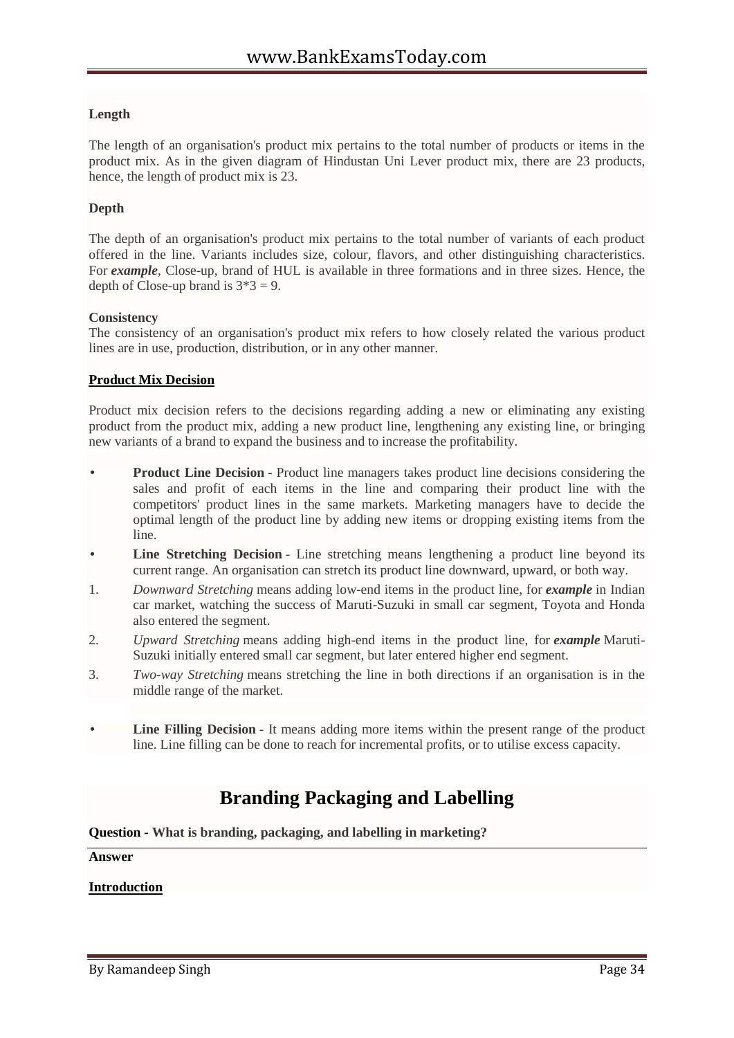**Length**

The length of an organisation's product mix pertains to the total number of products or items in the product mix. As in the given diagram of Hindustan Uni Lever product mix, there are 23 products, hence, the length of product mix is 23.

**Depth**

The depth of an organisation's product mix pertains to the total number of variants of each product offered in the line. Variants includes size, colour, flavors, and other distinguishing characteristics. For ***example***, Close-up, brand of HUL is available in three formations and in three sizes. Hence, the depth of Close-up brand is 3*3 = 9.

**Consistency**

The consistency of an organisation's product mix refers to how closely related the various product lines are in use, production, distribution, or in any other manner.

**Product Mix Decision**

Product mix decision refers to the decisions regarding adding a new or eliminating any existing product from the product mix, adding a new product line, lengthening any existing line, or bringing new variants of a brand to expand the business and to increase the profitability.

- **Product Line Decision** - Product line managers takes product line decisions considering the sales and profit of each items in the line and comparing their product line with the competitors' product lines in the same markets. Marketing managers have to decide the optimal length of the product line by adding new items or dropping existing items from the line.
- **Line Stretching Decision** - Line stretching means lengthening a product line beyond its current range. An organisation can stretch its product line downward, upward, or both way.

1. *Downward Stretching* means adding low-end items in the product line, for ***example*** in Indian car market, watching the success of Maruti-Suzuki in small car segment, Toyota and Honda also entered the segment.
2. *Upward Stretching* means adding high-end items in the product line, for ***example*** Maruti-Suzuki initially entered small car segment, but later entered higher end segment.
3. *Two-way Stretching* means stretching the line in both directions if an organisation is in the middle range of the market.

- **Line Filling Decision** - It means adding more items within the present range of the product line. Line filling can be done to reach for incremental profits, or to utilise excess capacity.

## Branding Packaging and Labelling

**Question - What is branding, packaging, and labelling in marketing?**

**Answer**

**Introduction**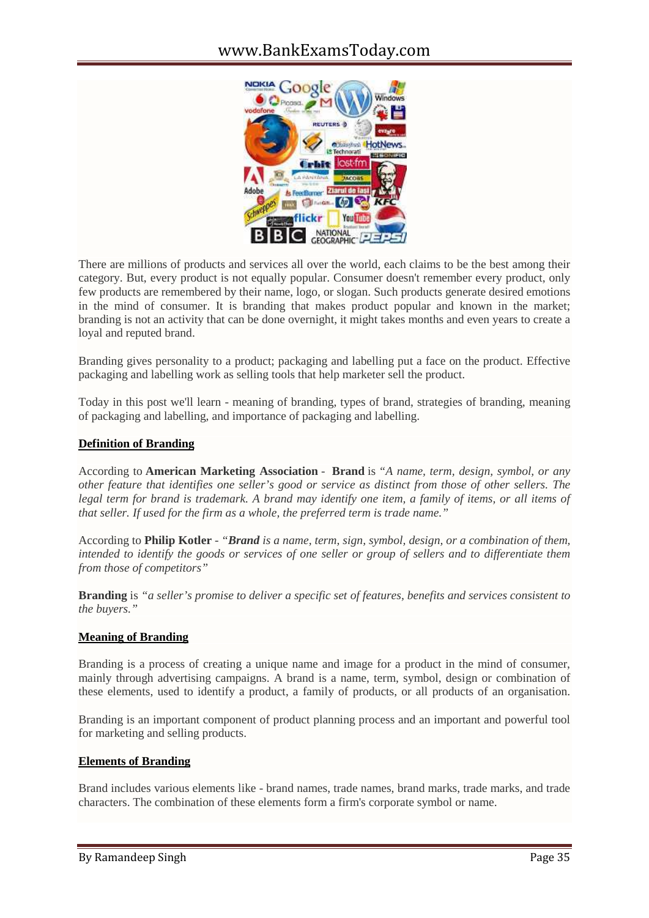There are millions of products and services all over the world, each claims to be the best among their category. But, every product is not equally popular. Consumer doesn't remember every product, only few products are remembered by their name, logo, or slogan. Such products generate desired emotions in the mind of consumer. It is branding that makes product popular and known in the market; branding is not an activity that can be done overnight, it might takes months and even years to create a loyal and reputed brand.

Branding gives personality to a product; packaging and labelling put a face on the product. Effective packaging and labelling work as selling tools that help marketer sell the product.

Today in this post we'll learn - meaning of branding, types of brand, strategies of branding, meaning of packaging and labelling, and importance of packaging and labelling.

## Definition of Branding

According to **American Marketing Association** - **Brand** is *"A name, term, design, symbol, or any other feature that identifies one seller's good or service as distinct from those of other sellers. The legal term for brand is trademark. A brand may identify one item, a family of items, or all items of that seller. If used for the firm as a whole, the preferred term is trade name."*

According to **Philip Kotler** - *"**Brand** is a name, term, sign, symbol, design, or a combination of them, intended to identify the goods or services of one seller or group of sellers and to differentiate them from those of competitors"*

**Branding** is *"a seller's promise to deliver a specific set of features, benefits and services consistent to the buyers."*

## Meaning of Branding

Branding is a process of creating a unique name and image for a product in the mind of consumer, mainly through advertising campaigns. A brand is a name, term, symbol, design or combination of these elements, used to identify a product, a family of products, or all products of an organisation.

Branding is an important component of product planning process and an important and powerful tool for marketing and selling products.

## Elements of Branding

Brand includes various elements like - brand names, trade names, brand marks, trade marks, and trade characters. The combination of these elements form a firm's corporate symbol or name.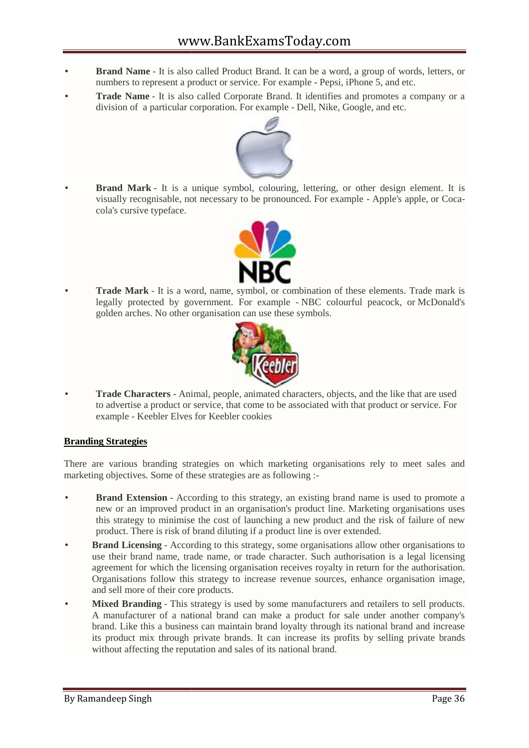- **Brand Name** - It is also called Product Brand. It can be a word, a group of words, letters, or numbers to represent a product or service. For example - Pepsi, iPhone 5, and etc.
- **Trade Name** - It is also called Corporate Brand. It identifies and promotes a company or a division of a particular corporation. For example - Dell, Nike, Google, and etc.
- **Brand Mark** - It is a unique symbol, colouring, lettering, or other design element. It is visually recognisable, not necessary to be pronounced. For example - Apple's apple, or Coca-cola's cursive typeface.
- **Trade Mark** - It is a word, name, symbol, or combination of these elements. Trade mark is legally protected by government. For example - NBC colourful peacock, or McDonald's golden arches. No other organisation can use these symbols.
- **Trade Characters** - Animal, people, animated characters, objects, and the like that are used to advertise a product or service, that come to be associated with that product or service. For example - Keebler Elves for Keebler cookies

**Branding Strategies**

There are various branding strategies on which marketing organisations rely to meet sales and marketing objectives. Some of these strategies are as following :-

- **Brand Extension** - According to this strategy, an existing brand name is used to promote a new or an improved product in an organisation's product line. Marketing organisations uses this strategy to minimise the cost of launching a new product and the risk of failure of new product. There is risk of brand diluting if a product line is over extended.
- **Brand Licensing** - According to this strategy, some organisations allow other organisations to use their brand name, trade name, or trade character. Such authorisation is a legal licensing agreement for which the licensing organisation receives royalty in return for the authorisation. Organisations follow this strategy to increase revenue sources, enhance organisation image, and sell more of their core products.
- **Mixed Branding** - This strategy is used by some manufacturers and retailers to sell products. A manufacturer of a national brand can make a product for sale under another company's brand. Like this a business can maintain brand loyalty through its national brand and increase its product mix through private brands. It can increase its profits by selling private brands without affecting the reputation and sales of its national brand.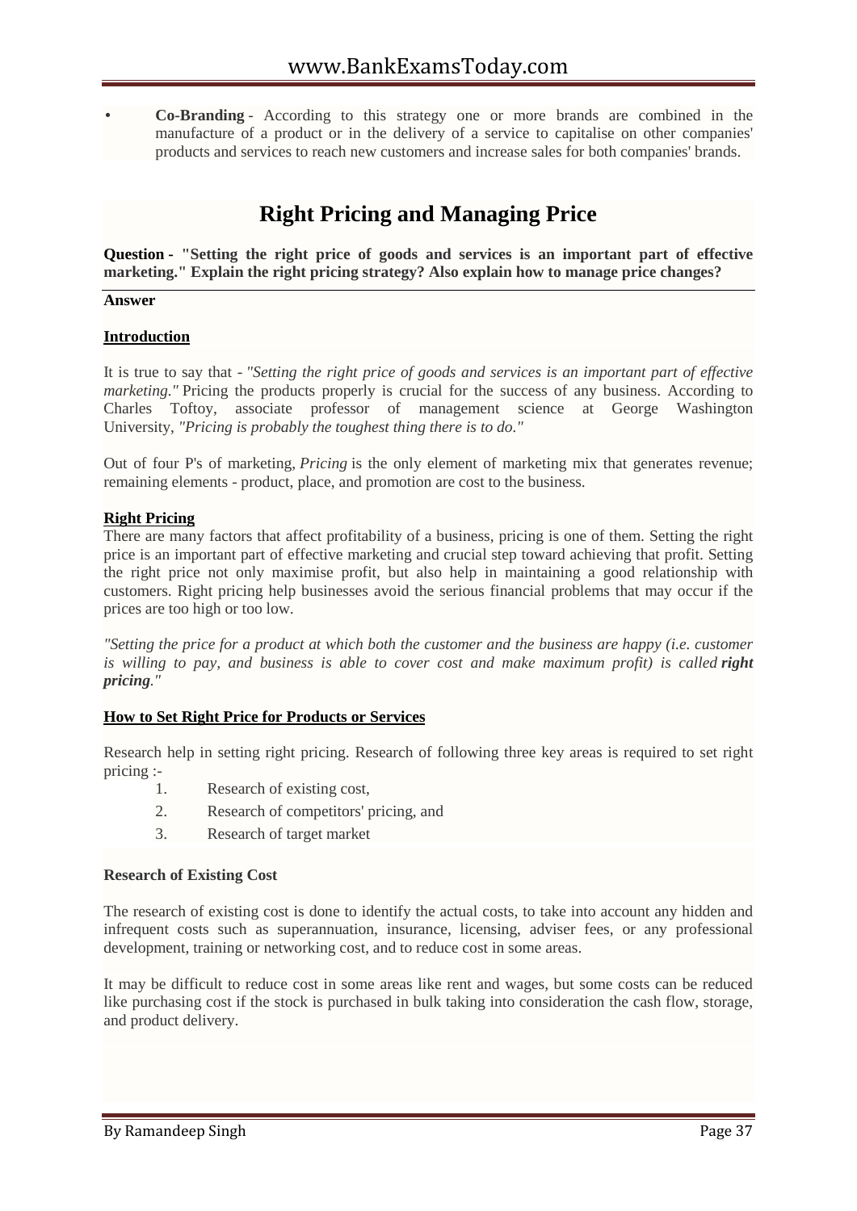- **Co-Branding** - According to this strategy one or more brands are combined in the manufacture of a product or in the delivery of a service to capitalise on other companies' products and services to reach new customers and increase sales for both companies' brands.

# Right Pricing and Managing Price

**Question - "Setting the right price of goods and services is an important part of effective marketing." Explain the right pricing strategy? Also explain how to manage price changes?**

**Answer**

**Introduction**

It is true to say that - *"Setting the right price of goods and services is an important part of effective marketing."* Pricing the products properly is crucial for the success of any business. According to Charles Toftoy, associate professor of management science at George Washington University, *"Pricing is probably the toughest thing there is to do."*

Out of four P's of marketing, *Pricing* is the only element of marketing mix that generates revenue; remaining elements - product, place, and promotion are cost to the business.

**Right Pricing**

There are many factors that affect profitability of a business, pricing is one of them. Setting the right price is an important part of effective marketing and crucial step toward achieving that profit. Setting the right price not only maximise profit, but also help in maintaining a good relationship with customers. Right pricing help businesses avoid the serious financial problems that may occur if the prices are too high or too low.

*"Setting the price for a product at which both the customer and the business are happy (i.e. customer is willing to pay, and business is able to cover cost and make maximum profit) is called **right pricing**."*

**How to Set Right Price for Products or Services**

Research help in setting right pricing. Research of following three key areas is required to set right pricing :-

1. Research of existing cost,
2. Research of competitors' pricing, and
3. Research of target market

**Research of Existing Cost**

The research of existing cost is done to identify the actual costs, to take into account any hidden and infrequent costs such as superannuation, insurance, licensing, adviser fees, or any professional development, training or networking cost, and to reduce cost in some areas.

It may be difficult to reduce cost in some areas like rent and wages, but some costs can be reduced like purchasing cost if the stock is purchased in bulk taking into consideration the cash flow, storage, and product delivery.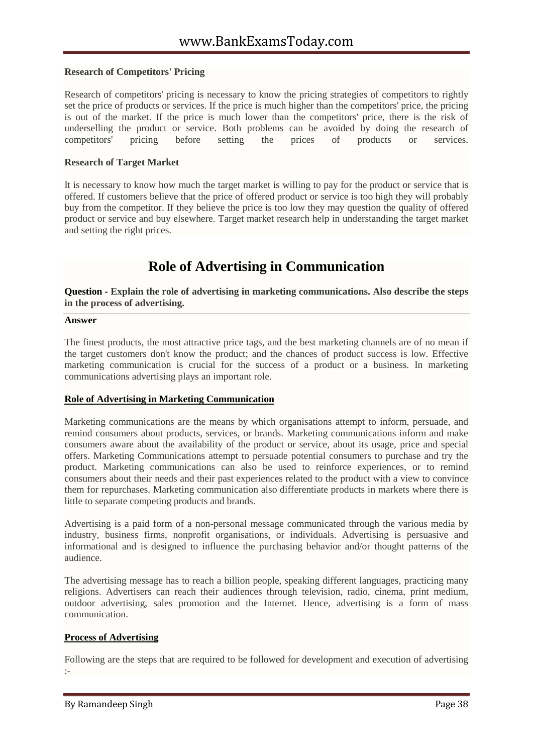**Research of Competitors' Pricing**

Research of competitors' pricing is necessary to know the pricing strategies of competitors to rightly set the price of products or services. If the price is much higher than the competitors' price, the pricing is out of the market. If the price is much lower than the competitors' price, there is the risk of underselling the product or service. Both problems can be avoided by doing the research of competitors' pricing before setting the prices of products or services.

**Research of Target Market**

It is necessary to know how much the target market is willing to pay for the product or service that is offered. If customers believe that the price of offered product or service is too high they will probably buy from the competitor. If they believe the price is too low they may question the quality of offered product or service and buy elsewhere. Target market research help in understanding the target market and setting the right prices.

# Role of Advertising in Communication

**Question - Explain the role of advertising in marketing communications. Also describe the steps in the process of advertising.**

**Answer**

The finest products, the most attractive price tags, and the best marketing channels are of no mean if the target customers don't know the product; and the chances of product success is low. Effective marketing communication is crucial for the success of a product or a business. In marketing communications advertising plays an important role.

**Role of Advertising in Marketing Communication**

Marketing communications are the means by which organisations attempt to inform, persuade, and remind consumers about products, services, or brands. Marketing communications inform and make consumers aware about the availability of the product or service, about its usage, price and special offers. Marketing Communications attempt to persuade potential consumers to purchase and try the product. Marketing communications can also be used to reinforce experiences, or to remind consumers about their needs and their past experiences related to the product with a view to convince them for repurchases. Marketing communication also differentiate products in markets where there is little to separate competing products and brands.

Advertising is a paid form of a non-personal message communicated through the various media by industry, business firms, nonprofit organisations, or individuals. Advertising is persuasive and informational and is designed to influence the purchasing behavior and/or thought patterns of the audience.

The advertising message has to reach a billion people, speaking different languages, practicing many religions. Advertisers can reach their audiences through television, radio, cinema, print medium, outdoor advertising, sales promotion and the Internet. Hence, advertising is a form of mass communication.

**Process of Advertising**

Following are the steps that are required to be followed for development and execution of advertising :-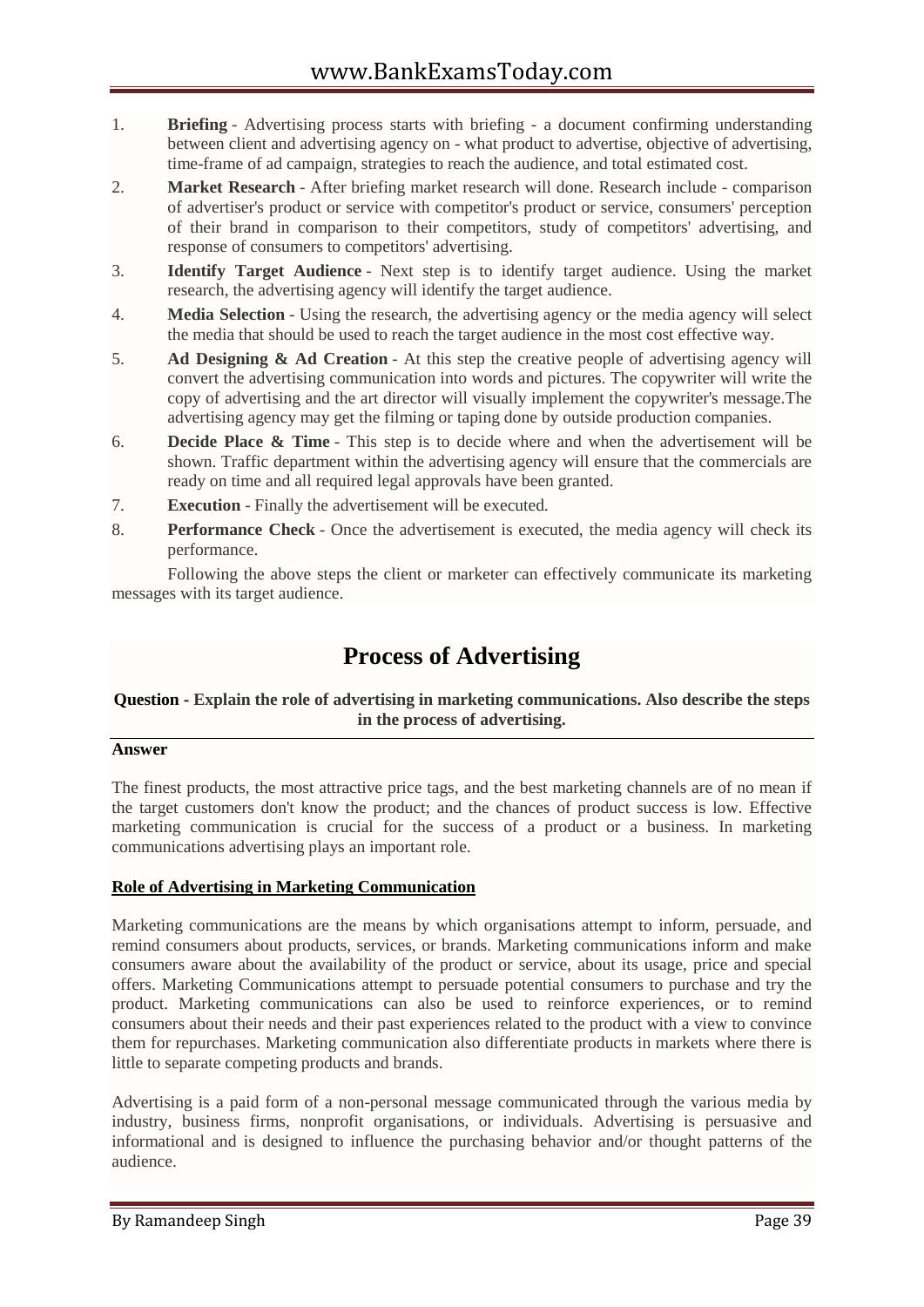1. **Briefing** - Advertising process starts with briefing - a document confirming understanding between client and advertising agency on - what product to advertise, objective of advertising, time-frame of ad campaign, strategies to reach the audience, and total estimated cost.
2. **Market Research** - After briefing market research will done. Research include - comparison of advertiser's product or service with competitor's product or service, consumers' perception of their brand in comparison to their competitors, study of competitors' advertising, and response of consumers to competitors' advertising.
3. **Identify Target Audience** - Next step is to identify target audience. Using the market research, the advertising agency will identify the target audience.
4. **Media Selection** - Using the research, the advertising agency or the media agency will select the media that should be used to reach the target audience in the most cost effective way.
5. **Ad Designing & Ad Creation** - At this step the creative people of advertising agency will convert the advertising communication into words and pictures. The copywriter will write the copy of advertising and the art director will visually implement the copywriter's message.The advertising agency may get the filming or taping done by outside production companies.
6. **Decide Place & Time** - This step is to decide where and when the advertisement will be shown. Traffic department within the advertising agency will ensure that the commercials are ready on time and all required legal approvals have been granted.
7. **Execution** - Finally the advertisement will be executed.
8. **Performance Check** - Once the advertisement is executed, the media agency will check its performance.

Following the above steps the client or marketer can effectively communicate its marketing messages with its target audience.

# Process of Advertising

**Question - Explain the role of advertising in marketing communications. Also describe the steps in the process of advertising.**

**Answer**

The finest products, the most attractive price tags, and the best marketing channels are of no mean if the target customers don't know the product; and the chances of product success is low. Effective marketing communication is crucial for the success of a product or a business. In marketing communications advertising plays an important role.

**Role of Advertising in Marketing Communication**

Marketing communications are the means by which organisations attempt to inform, persuade, and remind consumers about products, services, or brands. Marketing communications inform and make consumers aware about the availability of the product or service, about its usage, price and special offers. Marketing Communications attempt to persuade potential consumers to purchase and try the product. Marketing communications can also be used to reinforce experiences, or to remind consumers about their needs and their past experiences related to the product with a view to convince them for repurchases. Marketing communication also differentiate products in markets where there is little to separate competing products and brands.

Advertising is a paid form of a non-personal message communicated through the various media by industry, business firms, nonprofit organisations, or individuals. Advertising is persuasive and informational and is designed to influence the purchasing behavior and/or thought patterns of the audience.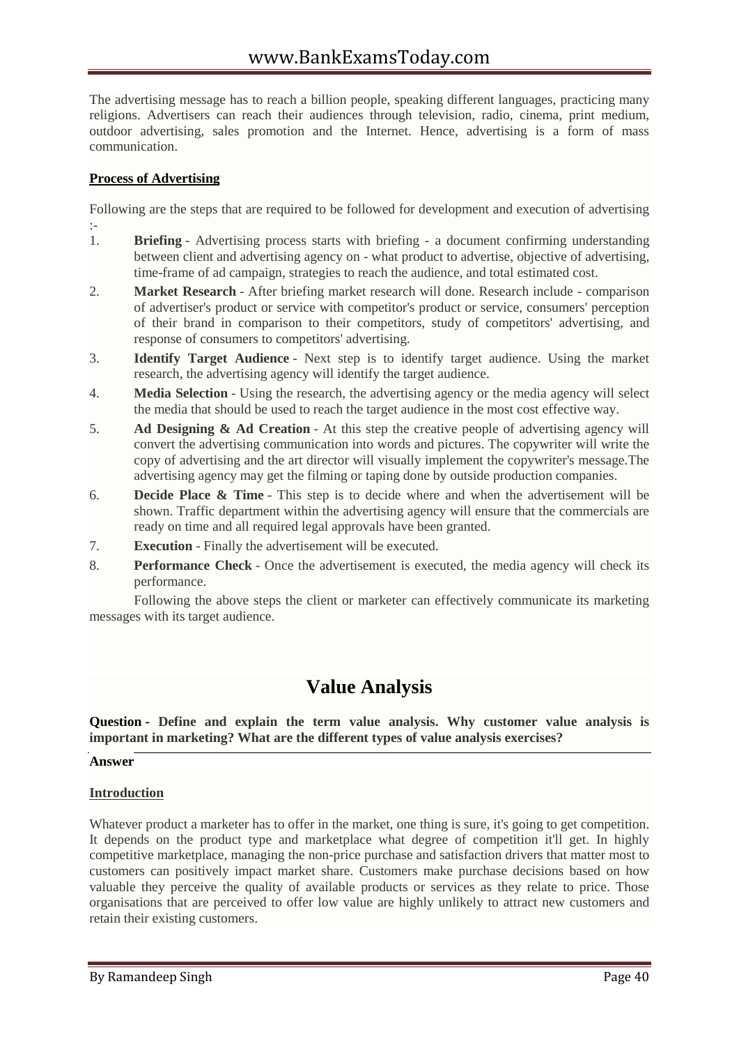The advertising message has to reach a billion people, speaking different languages, practicing many religions. Advertisers can reach their audiences through television, radio, cinema, print medium, outdoor advertising, sales promotion and the Internet. Hence, advertising is a form of mass communication.

**Process of Advertising**

Following are the steps that are required to be followed for development and execution of advertising :-

1. **Briefing** - Advertising process starts with briefing - a document confirming understanding between client and advertising agency on - what product to advertise, objective of advertising, time-frame of ad campaign, strategies to reach the audience, and total estimated cost.
2. **Market Research** - After briefing market research will done. Research include - comparison of advertiser's product or service with competitor's product or service, consumers' perception of their brand in comparison to their competitors, study of competitors' advertising, and response of consumers to competitors' advertising.
3. **Identify Target Audience** - Next step is to identify target audience. Using the market research, the advertising agency will identify the target audience.
4. **Media Selection** - Using the research, the advertising agency or the media agency will select the media that should be used to reach the target audience in the most cost effective way.
5. **Ad Designing & Ad Creation** - At this step the creative people of advertising agency will convert the advertising communication into words and pictures. The copywriter will write the copy of advertising and the art director will visually implement the copywriter's message.The advertising agency may get the filming or taping done by outside production companies.
6. **Decide Place & Time** - This step is to decide where and when the advertisement will be shown. Traffic department within the advertising agency will ensure that the commercials are ready on time and all required legal approvals have been granted.
7. **Execution** - Finally the advertisement will be executed.
8. **Performance Check** - Once the advertisement is executed, the media agency will check its performance.

Following the above steps the client or marketer can effectively communicate its marketing messages with its target audience.

# Value Analysis

**Question - Define and explain the term value analysis. Why customer value analysis is important in marketing? What are the different types of value analysis exercises?**

**Answer**

**Introduction**

Whatever product a marketer has to offer in the market, one thing is sure, it's going to get competition. It depends on the product type and marketplace what degree of competition it'll get. In highly competitive marketplace, managing the non-price purchase and satisfaction drivers that matter most to customers can positively impact market share. Customers make purchase decisions based on how valuable they perceive the quality of available products or services as they relate to price. Those organisations that are perceived to offer low value are highly unlikely to attract new customers and retain their existing customers.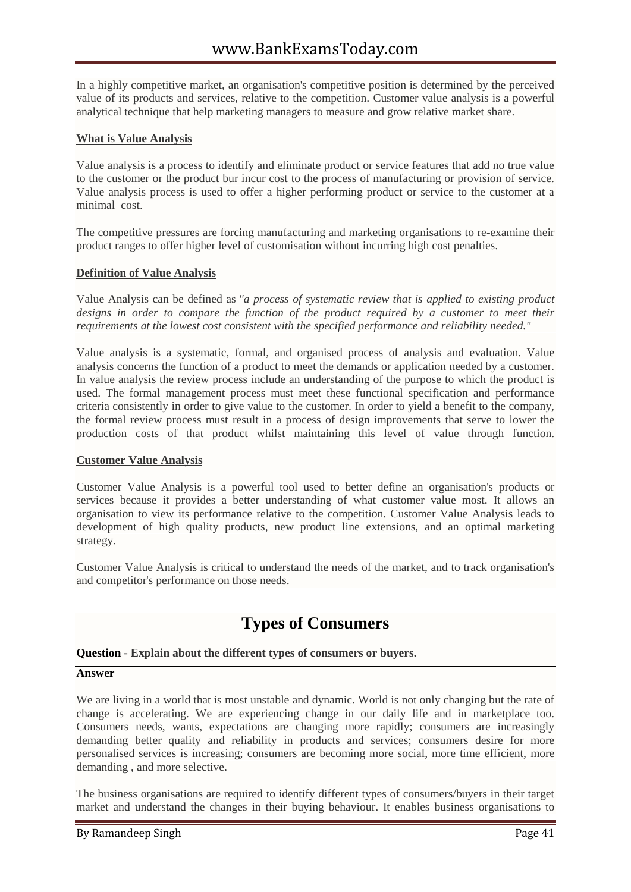In a highly competitive market, an organisation's competitive position is determined by the perceived value of its products and services, relative to the competition. Customer value analysis is a powerful analytical technique that help marketing managers to measure and grow relative market share.

**What is Value Analysis**

Value analysis is a process to identify and eliminate product or service features that add no true value to the customer or the product bur incur cost to the process of manufacturing or provision of service. Value analysis process is used to offer a higher performing product or service to the customer at a minimal cost.

The competitive pressures are forcing manufacturing and marketing organisations to re-examine their product ranges to offer higher level of customisation without incurring high cost penalties.

**Definition of Value Analysis**

Value Analysis can be defined as *"a process of systematic review that is applied to existing product designs in order to compare the function of the product required by a customer to meet their requirements at the lowest cost consistent with the specified performance and reliability needed."*

Value analysis is a systematic, formal, and organised process of analysis and evaluation. Value analysis concerns the function of a product to meet the demands or application needed by a customer. In value analysis the review process include an understanding of the purpose to which the product is used. The formal management process must meet these functional specification and performance criteria consistently in order to give value to the customer. In order to yield a benefit to the company, the formal review process must result in a process of design improvements that serve to lower the production costs of that product whilst maintaining this level of value through function.

**Customer Value Analysis**

Customer Value Analysis is a powerful tool used to better define an organisation's products or services because it provides a better understanding of what customer value most. It allows an organisation to view its performance relative to the competition. Customer Value Analysis leads to development of high quality products, new product line extensions, and an optimal marketing strategy.

Customer Value Analysis is critical to understand the needs of the market, and to track organisation's and competitor's performance on those needs.

# Types of Consumers

**Question - Explain about the different types of consumers or buyers.**

**Answer**

We are living in a world that is most unstable and dynamic. World is not only changing but the rate of change is accelerating. We are experiencing change in our daily life and in marketplace too. Consumers needs, wants, expectations are changing more rapidly; consumers are increasingly demanding better quality and reliability in products and services; consumers desire for more personalised services is increasing; consumers are becoming more social, more time efficient, more demanding , and more selective.

The business organisations are required to identify different types of consumers/buyers in their target market and understand the changes in their buying behaviour. It enables business organisations to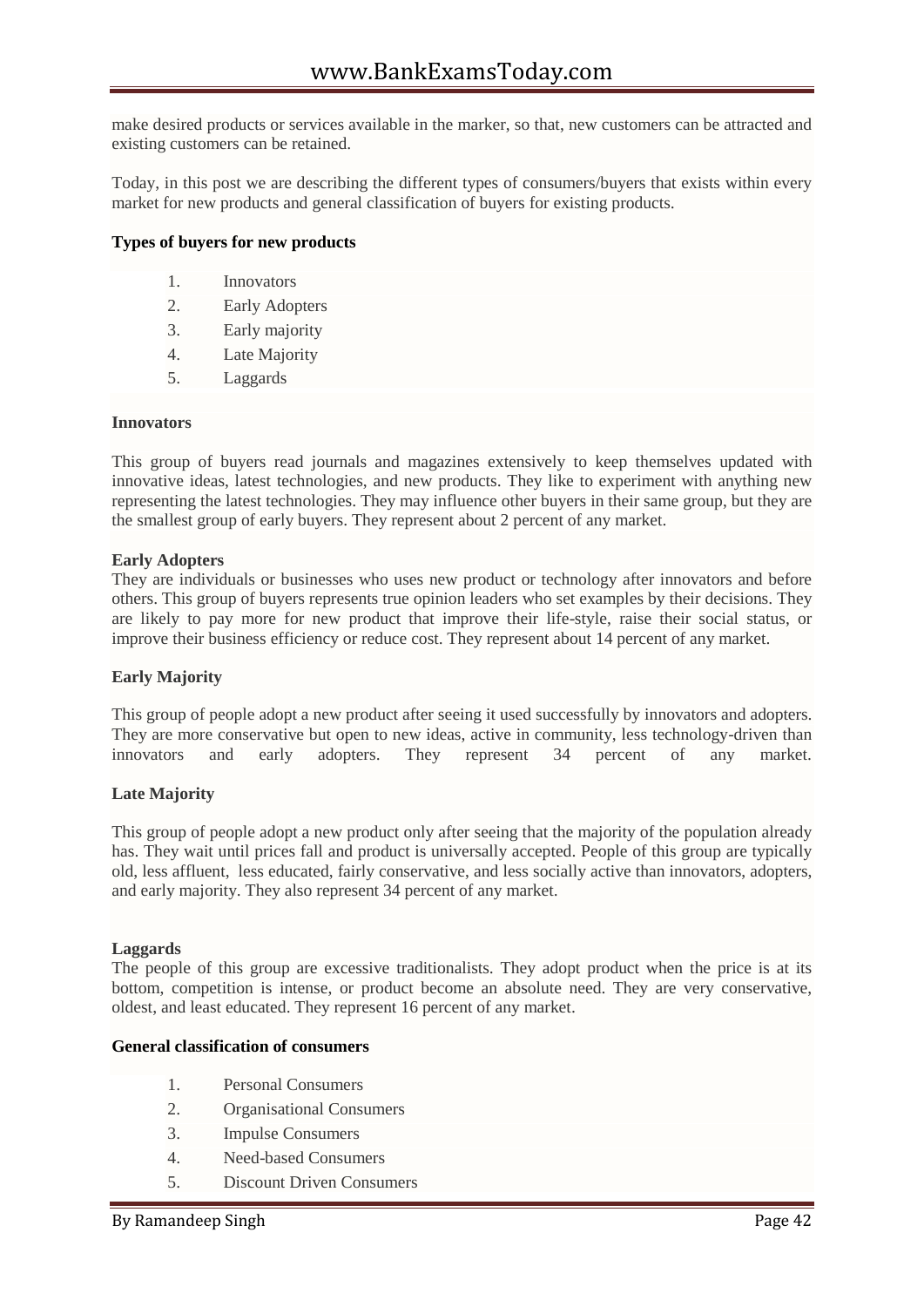make desired products or services available in the marker, so that, new customers can be attracted and existing customers can be retained.

Today, in this post we are describing the different types of consumers/buyers that exists within every market for new products and general classification of buyers for existing products.

**Types of buyers for new products**

1. Innovators
2. Early Adopters
3. Early majority
4. Late Majority
5. Laggards

**Innovators**

This group of buyers read journals and magazines extensively to keep themselves updated with innovative ideas, latest technologies, and new products. They like to experiment with anything new representing the latest technologies. They may influence other buyers in their same group, but they are the smallest group of early buyers. They represent about 2 percent of any market.

**Early Adopters**

They are individuals or businesses who uses new product or technology after innovators and before others. This group of buyers represents true opinion leaders who set examples by their decisions. They are likely to pay more for new product that improve their life-style, raise their social status, or improve their business efficiency or reduce cost. They represent about 14 percent of any market.

**Early Majority**

This group of people adopt a new product after seeing it used successfully by innovators and adopters. They are more conservative but open to new ideas, active in community, less technology-driven than innovators and early adopters. They represent 34 percent of any market.

**Late Majority**

This group of people adopt a new product only after seeing that the majority of the population already has. They wait until prices fall and product is universally accepted. People of this group are typically old, less affluent, less educated, fairly conservative, and less socially active than innovators, adopters, and early majority. They also represent 34 percent of any market.

**Laggards**

The people of this group are excessive traditionalists. They adopt product when the price is at its bottom, competition is intense, or product become an absolute need. They are very conservative, oldest, and least educated. They represent 16 percent of any market.

**General classification of consumers**

1. Personal Consumers
2. Organisational Consumers
3. Impulse Consumers
4. Need-based Consumers
5. Discount Driven Consumers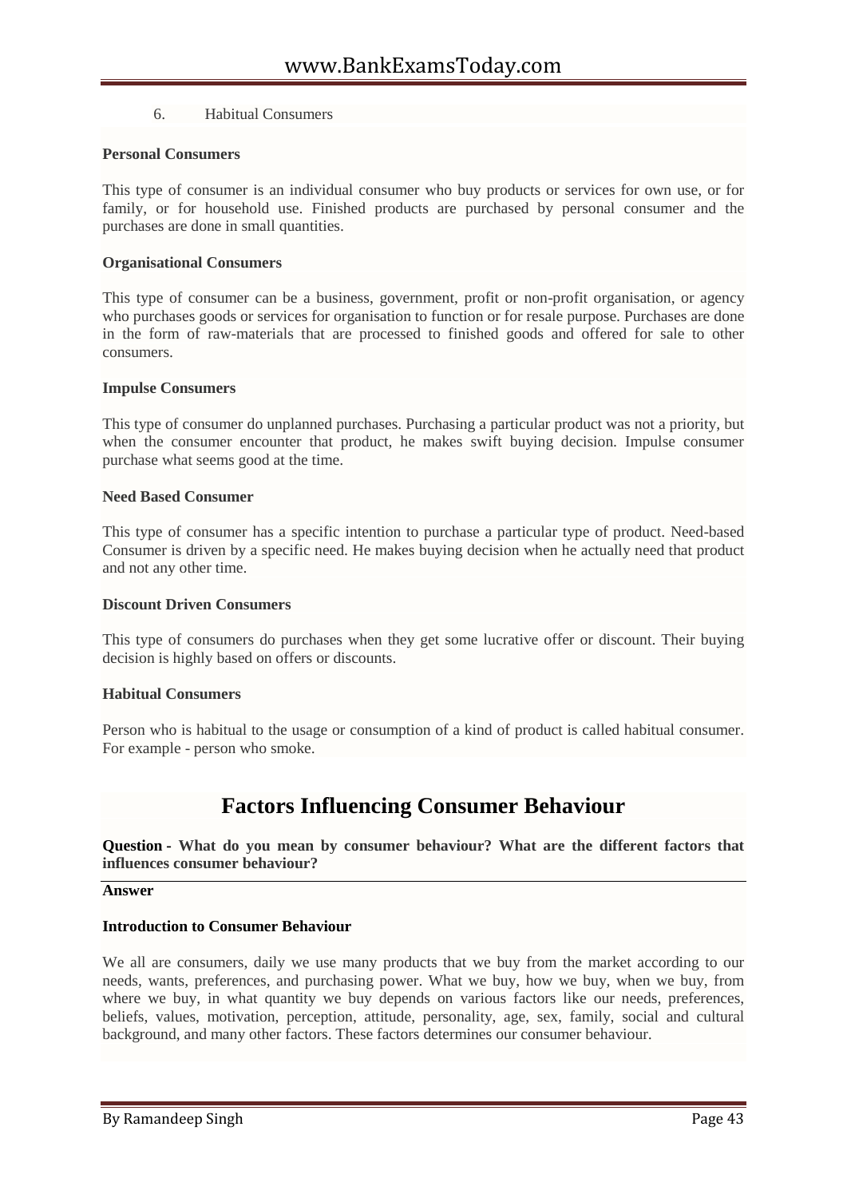6. Habitual Consumers

**Personal Consumers**

This type of consumer is an individual consumer who buy products or services for own use, or for family, or for household use. Finished products are purchased by personal consumer and the purchases are done in small quantities.

**Organisational Consumers**

This type of consumer can be a business, government, profit or non-profit organisation, or agency who purchases goods or services for organisation to function or for resale purpose. Purchases are done in the form of raw-materials that are processed to finished goods and offered for sale to other consumers.

**Impulse Consumers**

This type of consumer do unplanned purchases. Purchasing a particular product was not a priority, but when the consumer encounter that product, he makes swift buying decision. Impulse consumer purchase what seems good at the time.

**Need Based Consumer**

This type of consumer has a specific intention to purchase a particular type of product. Need-based Consumer is driven by a specific need. He makes buying decision when he actually need that product and not any other time.

**Discount Driven Consumers**

This type of consumers do purchases when they get some lucrative offer or discount. Their buying decision is highly based on offers or discounts.

**Habitual Consumers**

Person who is habitual to the usage or consumption of a kind of product is called habitual consumer. For example - person who smoke.

# Factors Influencing Consumer Behaviour

**Question - What do you mean by consumer behaviour? What are the different factors that influences consumer behaviour?**

**Answer**

**Introduction to Consumer Behaviour**

We all are consumers, daily we use many products that we buy from the market according to our needs, wants, preferences, and purchasing power. What we buy, how we buy, when we buy, from where we buy, in what quantity we buy depends on various factors like our needs, preferences, beliefs, values, motivation, perception, attitude, personality, age, sex, family, social and cultural background, and many other factors. These factors determines our consumer behaviour.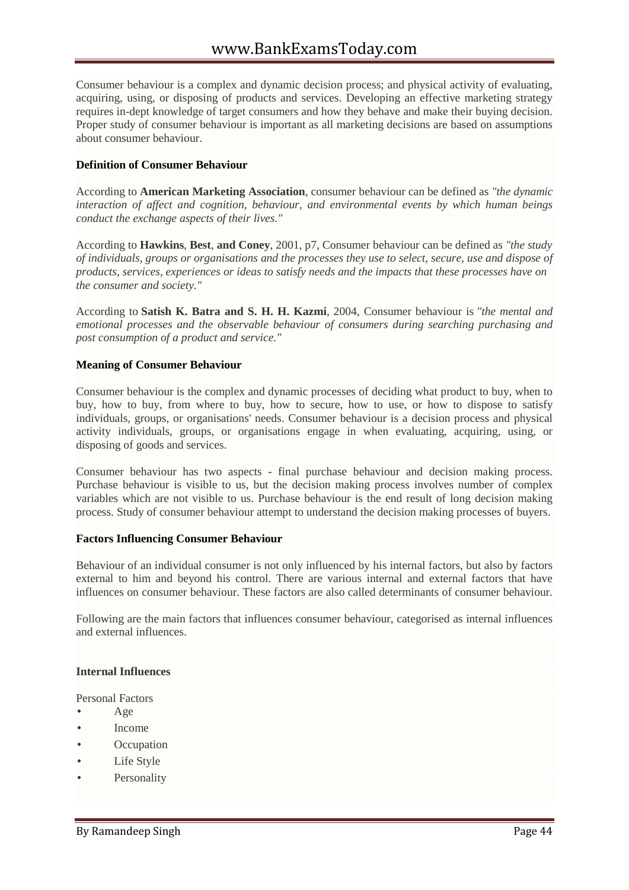Consumer behaviour is a complex and dynamic decision process; and physical activity of evaluating, acquiring, using, or disposing of products and services. Developing an effective marketing strategy requires in-dept knowledge of target consumers and how they behave and make their buying decision. Proper study of consumer behaviour is important as all marketing decisions are based on assumptions about consumer behaviour.

**Definition of Consumer Behaviour**

According to **American Marketing Association**, consumer behaviour can be defined as *"the dynamic interaction of affect and cognition, behaviour, and environmental events by which human beings conduct the exchange aspects of their lives."*

According to **Hawkins**, **Best**, **and Coney**, 2001, p7, Consumer behaviour can be defined as *"the study of individuals, groups or organisations and the processes they use to select, secure, use and dispose of products, services, experiences or ideas to satisfy needs and the impacts that these processes have on the consumer and society."*

According to **Satish K. Batra and S. H. H. Kazmi**, 2004, Consumer behaviour is *"the mental and emotional processes and the observable behaviour of consumers during searching purchasing and post consumption of a product and service."*

**Meaning of Consumer Behaviour**

Consumer behaviour is the complex and dynamic processes of deciding what product to buy, when to buy, how to buy, from where to buy, how to secure, how to use, or how to dispose to satisfy individuals, groups, or organisations' needs. Consumer behaviour is a decision process and physical activity individuals, groups, or organisations engage in when evaluating, acquiring, using, or disposing of goods and services.

Consumer behaviour has two aspects - final purchase behaviour and decision making process. Purchase behaviour is visible to us, but the decision making process involves number of complex variables which are not visible to us. Purchase behaviour is the end result of long decision making process. Study of consumer behaviour attempt to understand the decision making processes of buyers.

**Factors Influencing Consumer Behaviour**

Behaviour of an individual consumer is not only influenced by his internal factors, but also by factors external to him and beyond his control. There are various internal and external factors that have influences on consumer behaviour. These factors are also called determinants of consumer behaviour.

Following are the main factors that influences consumer behaviour, categorised as internal influences and external influences.

**Internal Influences**

Personal Factors

- Age
- Income
- Occupation
- Life Style
- Personality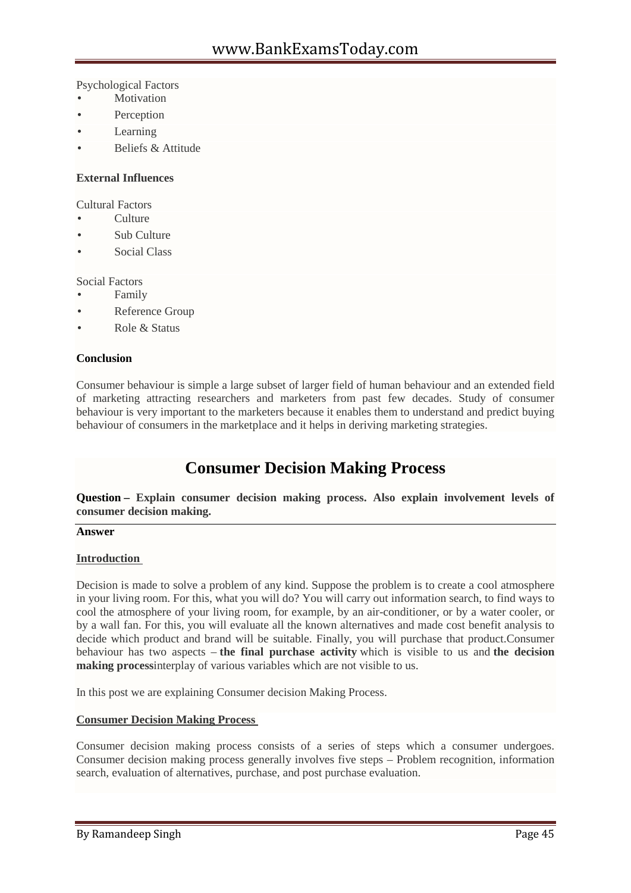Psychological Factors

- Motivation
- Perception
- Learning
- Beliefs & Attitude

**External Influences**

Cultural Factors

- Culture
- Sub Culture
- Social Class

Social Factors

- Family
- Reference Group
- Role & Status

**Conclusion**

Consumer behaviour is simple a large subset of larger field of human behaviour and an extended field of marketing attracting researchers and marketers from past few decades. Study of consumer behaviour is very important to the marketers because it enables them to understand and predict buying behaviour of consumers in the marketplace and it helps in deriving marketing strategies.

# Consumer Decision Making Process

**Question – Explain consumer decision making process. Also explain involvement levels of consumer decision making.**

**Answer**

**Introduction**

Decision is made to solve a problem of any kind. Suppose the problem is to create a cool atmosphere in your living room. For this, what you will do? You will carry out information search, to find ways to cool the atmosphere of your living room, for example, by an air-conditioner, or by a water cooler, or by a wall fan. For this, you will evaluate all the known alternatives and made cost benefit analysis to decide which product and brand will be suitable. Finally, you will purchase that product.Consumer behaviour has two aspects – **the final purchase activity** which is visible to us and **the decision making process**interplay of various variables which are not visible to us.

In this post we are explaining Consumer decision Making Process.

**Consumer Decision Making Process**

Consumer decision making process consists of a series of steps which a consumer undergoes. Consumer decision making process generally involves five steps – Problem recognition, information search, evaluation of alternatives, purchase, and post purchase evaluation.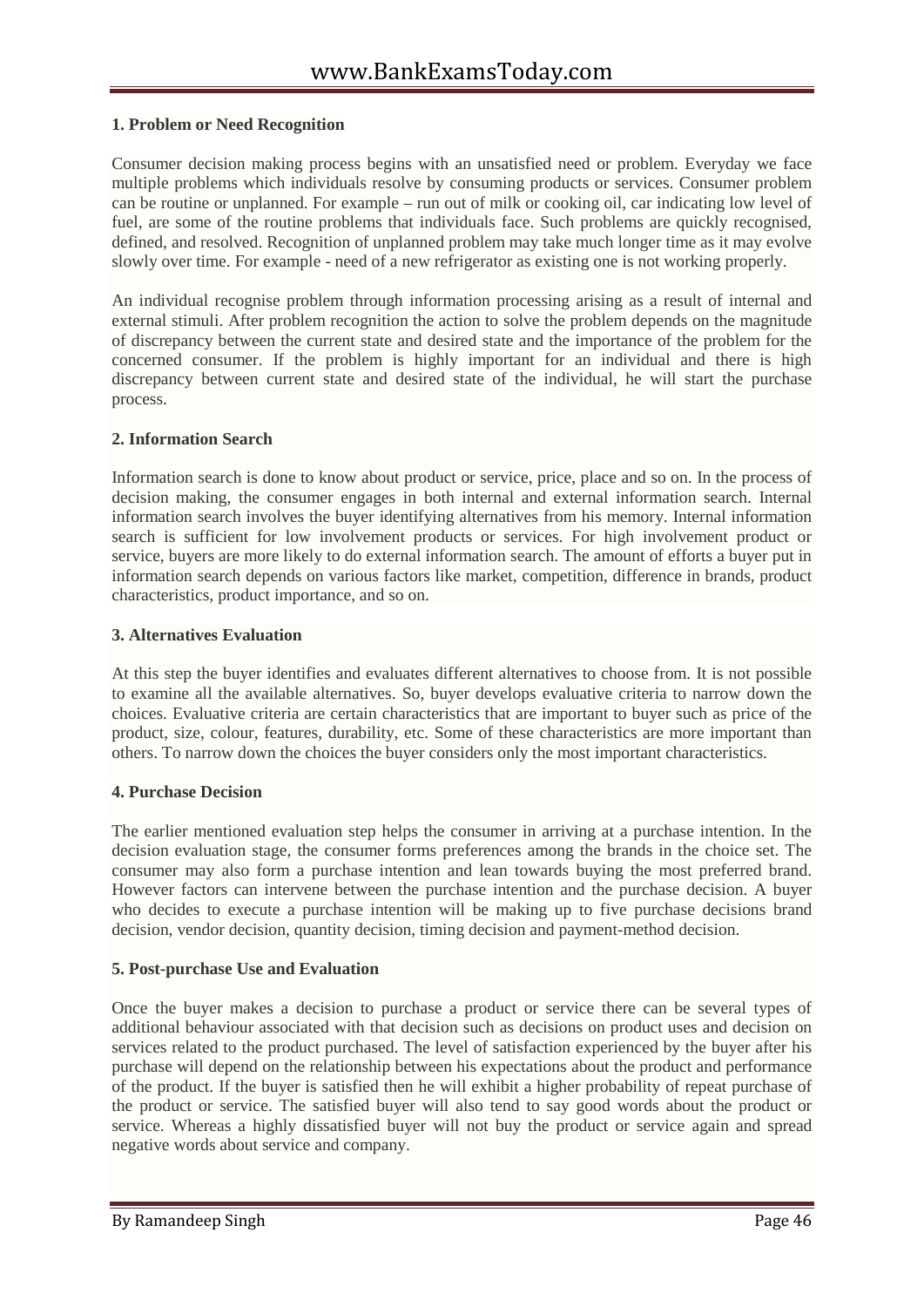**1. Problem or Need Recognition**

Consumer decision making process begins with an unsatisfied need or problem. Everyday we face multiple problems which individuals resolve by consuming products or services. Consumer problem can be routine or unplanned. For example – run out of milk or cooking oil, car indicating low level of fuel, are some of the routine problems that individuals face. Such problems are quickly recognised, defined, and resolved. Recognition of unplanned problem may take much longer time as it may evolve slowly over time. For example - need of a new refrigerator as existing one is not working properly.

An individual recognise problem through information processing arising as a result of internal and external stimuli. After problem recognition the action to solve the problem depends on the magnitude of discrepancy between the current state and desired state and the importance of the problem for the concerned consumer. If the problem is highly important for an individual and there is high discrepancy between current state and desired state of the individual, he will start the purchase process.

**2. Information Search**

Information search is done to know about product or service, price, place and so on. In the process of decision making, the consumer engages in both internal and external information search. Internal information search involves the buyer identifying alternatives from his memory. Internal information search is sufficient for low involvement products or services. For high involvement product or service, buyers are more likely to do external information search. The amount of efforts a buyer put in information search depends on various factors like market, competition, difference in brands, product characteristics, product importance, and so on.

**3. Alternatives Evaluation**

At this step the buyer identifies and evaluates different alternatives to choose from. It is not possible to examine all the available alternatives. So, buyer develops evaluative criteria to narrow down the choices. Evaluative criteria are certain characteristics that are important to buyer such as price of the product, size, colour, features, durability, etc. Some of these characteristics are more important than others. To narrow down the choices the buyer considers only the most important characteristics.

**4. Purchase Decision**

The earlier mentioned evaluation step helps the consumer in arriving at a purchase intention. In the decision evaluation stage, the consumer forms preferences among the brands in the choice set. The consumer may also form a purchase intention and lean towards buying the most preferred brand. However factors can intervene between the purchase intention and the purchase decision. A buyer who decides to execute a purchase intention will be making up to five purchase decisions brand decision, vendor decision, quantity decision, timing decision and payment-method decision.

**5. Post-purchase Use and Evaluation**

Once the buyer makes a decision to purchase a product or service there can be several types of additional behaviour associated with that decision such as decisions on product uses and decision on services related to the product purchased. The level of satisfaction experienced by the buyer after his purchase will depend on the relationship between his expectations about the product and performance of the product. If the buyer is satisfied then he will exhibit a higher probability of repeat purchase of the product or service. The satisfied buyer will also tend to say good words about the product or service. Whereas a highly dissatisfied buyer will not buy the product or service again and spread negative words about service and company.